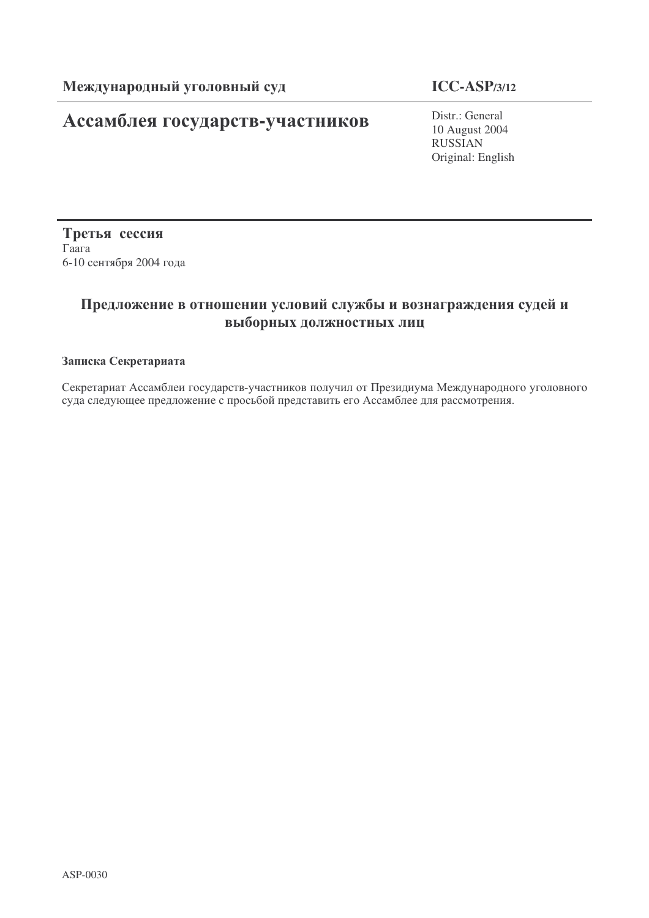**Международный уголовный суд** **ICC-ASP/3/12**

# Ассамблея государств-участников

Distr.: General
10 August 2004
RUSSIAN
Original: English

**Третья сессия**
Гаага
6-10 сентября 2004 года

## Предложение в отношении условий службы и вознаграждения судей и выборных должностных лиц

**Записка Секретариата**

Секретариат Ассамблеи государств-участников получил от Президиума Международного уголовного суда следующее предложение с просьбой представить его Ассамблее для рассмотрения.

ASP-0030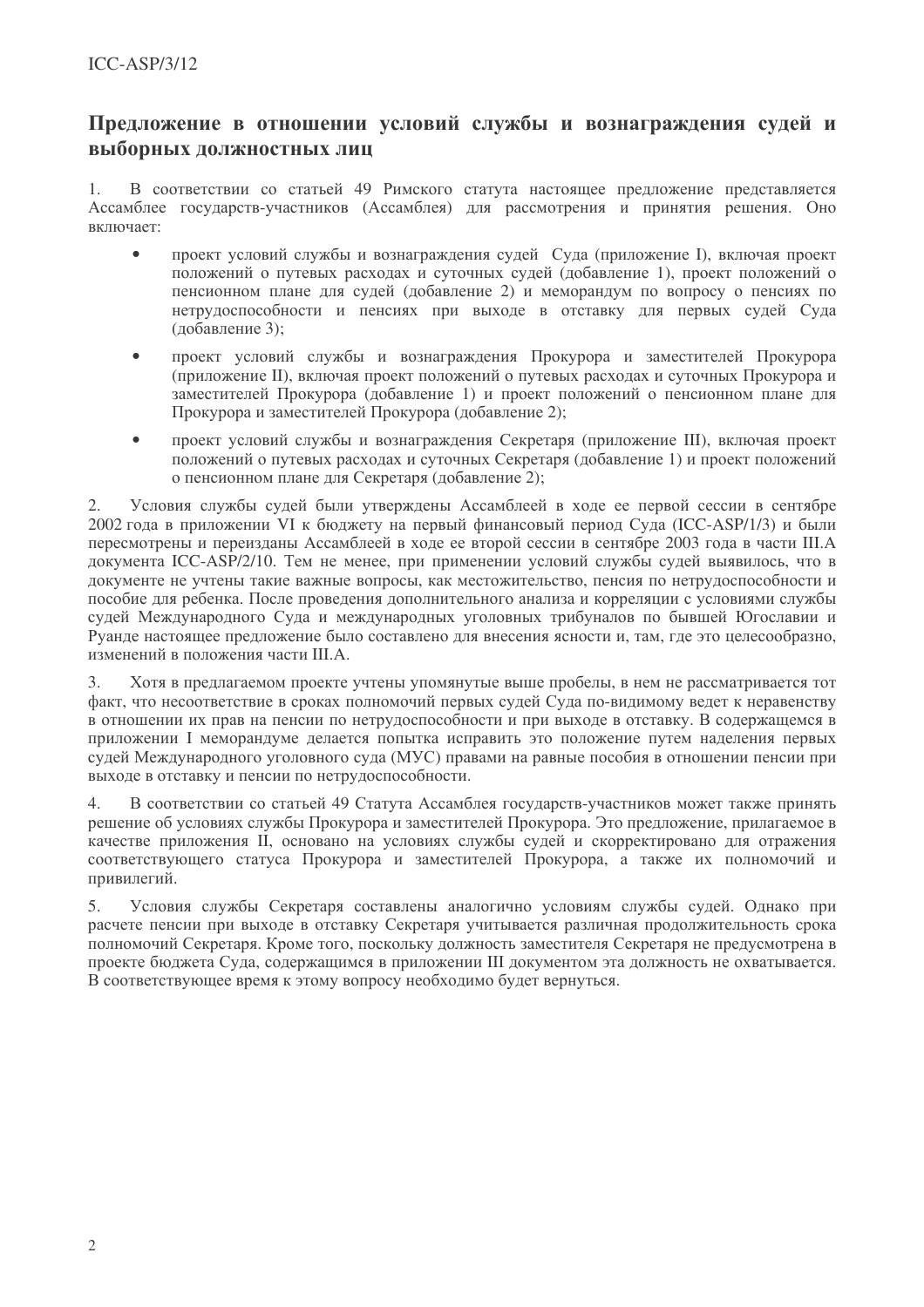## Предложение в отношении условий службы и вознаграждения судей и выборных должностных лиц

1. В соответствии со статьей 49 Римского статута настоящее предложение представляется Ассамблее государств-участников (Ассамблея) для рассмотрения и принятия решения. Оно включает:

- проект условий службы и вознаграждения судей Суда (приложение I), включая проект положений о путевых расходах и суточных судей (добавление 1), проект положений о пенсионном плане для судей (добавление 2) и меморандум по вопросу о пенсиях по нетрудоспособности и пенсиях при выходе в отставку для первых судей Суда (добавление 3);
- проект условий службы и вознаграждения Прокурора и заместителей Прокурора (приложение II), включая проект положений о путевых расходах и суточных Прокурора и заместителей Прокурора (добавление 1) и проект положений о пенсионном плане для Прокурора и заместителей Прокурора (добавление 2);
- проект условий службы и вознаграждения Секретаря (приложение III), включая проект положений о путевых расходах и суточных Секретаря (добавление 1) и проект положений о пенсионном плане для Секретаря (добавление 2);

2. Условия службы судей были утверждены Ассамблеей в ходе ее первой сессии в сентябре 2002 года в приложении VI к бюджету на первый финансовый период Суда (ICC-ASP/1/3) и были пересмотрены и переизданы Ассамблеей в ходе ее второй сессии в сентябре 2003 года в части III.A документа ICC-ASP/2/10. Тем не менее, при применении условий службы судей выявилось, что в документе не учтены такие важные вопросы, как местожительство, пенсия по нетрудоспособности и пособие для ребенка. После проведения дополнительного анализа и корреляции с условиями службы судей Международного Суда и международных уголовных трибуналов по бывшей Югославии и Руанде настоящее предложение было составлено для внесения ясности и, там, где это целесообразно, изменений в положения части III.A.

3. Хотя в предлагаемом проекте учтены упомянутые выше пробелы, в нем не рассматривается тот факт, что несоответствие в сроках полномочий первых судей Суда по-видимому ведет к неравенству в отношении их прав на пенсии по нетрудоспособности и при выходе в отставку. В содержащемся в приложении I меморандуме делается попытка исправить это положение путем наделения первых судей Международного уголовного суда (МУС) правами на равные пособия в отношении пенсии при выходе в отставку и пенсии по нетрудоспособности.

4. В соответствии со статьей 49 Статута Ассамблея государств-участников может также принять решение об условиях службы Прокурора и заместителей Прокурора. Это предложение, прилагаемое в качестве приложения II, основано на условиях службы судей и скорректировано для отражения соответствующего статуса Прокурора и заместителей Прокурора, а также их полномочий и привилегий.

5. Условия службы Секретаря составлены аналогично условиям службы судей. Однако при расчете пенсии при выходе в отставку Секретаря учитывается различная продолжительность срока полномочий Секретаря. Кроме того, поскольку должность заместителя Секретаря не предусмотрена в проекте бюджета Суда, содержащимся в приложении III документом эта должность не охватывается. В соответствующее время к этому вопросу необходимо будет вернуться.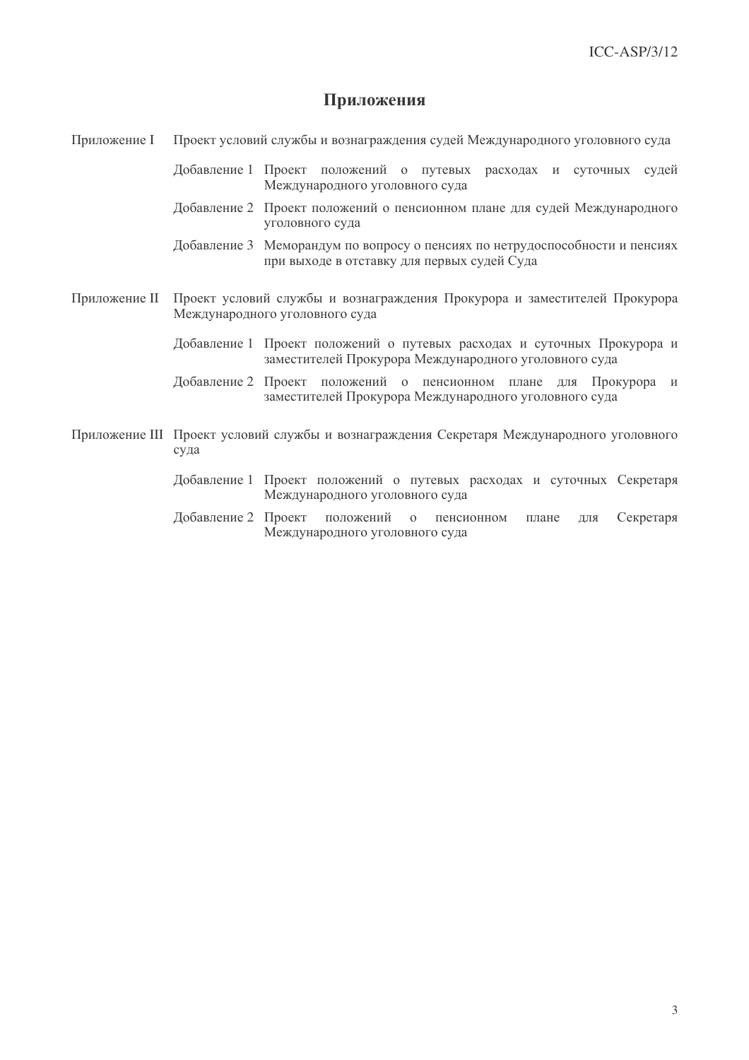# Приложения

Приложение I Проект условий службы и вознаграждения судей Международного уголовного суда

- Добавление 1 Проект положений о путевых расходах и суточных судей Международного уголовного суда
- Добавление 2 Проект положений о пенсионном плане для судей Международного уголовного суда
- Добавление 3 Меморандум по вопросу о пенсиях по нетрудоспособности и пенсиях при выходе в отставку для первых судей Суда

Приложение II Проект условий службы и вознаграждения Прокурора и заместителей Прокурора Международного уголовного суда

- Добавление 1 Проект положений о путевых расходах и суточных Прокурора и заместителей Прокурора Международного уголовного суда
- Добавление 2 Проект положений о пенсионном плане для Прокурора и заместителей Прокурора Международного уголовного суда

Приложение III Проект условий службы и вознаграждения Секретаря Международного уголовного суда

- Добавление 1 Проект положений о путевых расходах и суточных Секретаря Международного уголовного суда
- Добавление 2 Проект положений о пенсионном плане для Секретаря Международного уголовного суда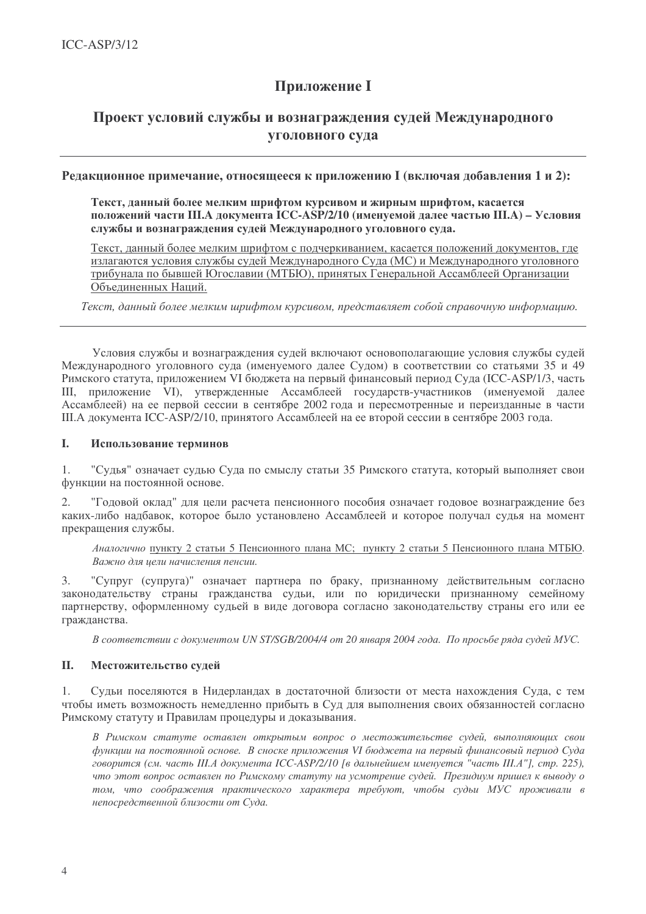# Приложение I

## Проект условий службы и вознаграждения судей Международного уголовного суда

---

**Редакционное примечание, относящееся к приложению I (включая добавления 1 и 2):**

> ***Текст, данный более мелким шрифтом курсивом и жирным шрифтом, касается положений части III.A документа ICC-ASP/2/10 (именуемой далее частью III.A) – Условия службы и вознаграждения судей Международного уголовного суда.***
>
> <u>Текст, данный более мелким шрифтом с подчеркиванием, касается положений документов, где излагаются условия службы судей Международного Суда (МС) и Международного уголовного трибунала по бывшей Югославии (МТБЮ), принятых Генеральной Ассамблеей Организации Объединенных Наций.</u>
>
> *Текст, данный более мелким шрифтом курсивом, представляет собой справочную информацию.*

---

Условия службы и вознаграждения судей включают основополагающие условия службы судей Международного уголовного суда (именуемого далее Судом) в соответствии со статьями 35 и 49 Римского статута, приложением VI бюджета на первый финансовый период Суда (ICC-ASP/1/3, часть III, приложение VI), утвержденные Ассамблеей государств-участников (именуемой далее Ассамблеей) на ее первой сессии в сентябре 2002 года и пересмотренные и переизданные в части III.A документа ICC-ASP/2/10, принятого Ассамблеей на ее второй сессии в сентябре 2003 года.

### I. Использование терминов

1. "Судья" означает судью Суда по смыслу статьи 35 Римского статута, который выполняет свои функции на постоянной основе.

2. "Годовой оклад" для цели расчета пенсионного пособия означает годовое вознаграждение без каких-либо надбавок, которое было установлено Ассамблеей и которое получал судья на момент прекращения службы.

> *Аналогично* <u>пункту 2 статьи 5 Пенсионного плана МС; пункту 2 статьи 5 Пенсионного плана МТБЮ</u>. *Важно для цели начисления пенсии.*

3. "Супруг (супруга)" означает партнера по браку, признанному действительным согласно законодательству страны гражданства судьи, или по юридически признанному семейному партнерству, оформленному судьей в виде договора согласно законодательству страны его или ее гражданства.

> *В соответствии с документом UN ST/SGB/2004/4 от 20 января 2004 года. По просьбе ряда судей МУС.*

### II. Местожительство судей

1. Судьи поселяются в Нидерландах в достаточной близости от места нахождения Суда, с тем чтобы иметь возможность немедленно прибыть в Суд для выполнения своих обязанностей согласно Римскому статуту и Правилам процедуры и доказывания.

> *В Римском статуте оставлен открытым вопрос о местожительстве судей, выполняющих свои функции на постоянной основе. В сноске приложения VI бюджета на первый финансовый период Суда говорится (см. часть III.A документа ICC-ASP/2/10 [в дальнейшем именуется "часть III.A"], стр. 225), что этот вопрос оставлен по Римскому статуту на усмотрение судей. Президиум пришел к выводу о том, что соображения практического характера требуют, чтобы судьи МУС проживали в непосредственной близости от Суда.*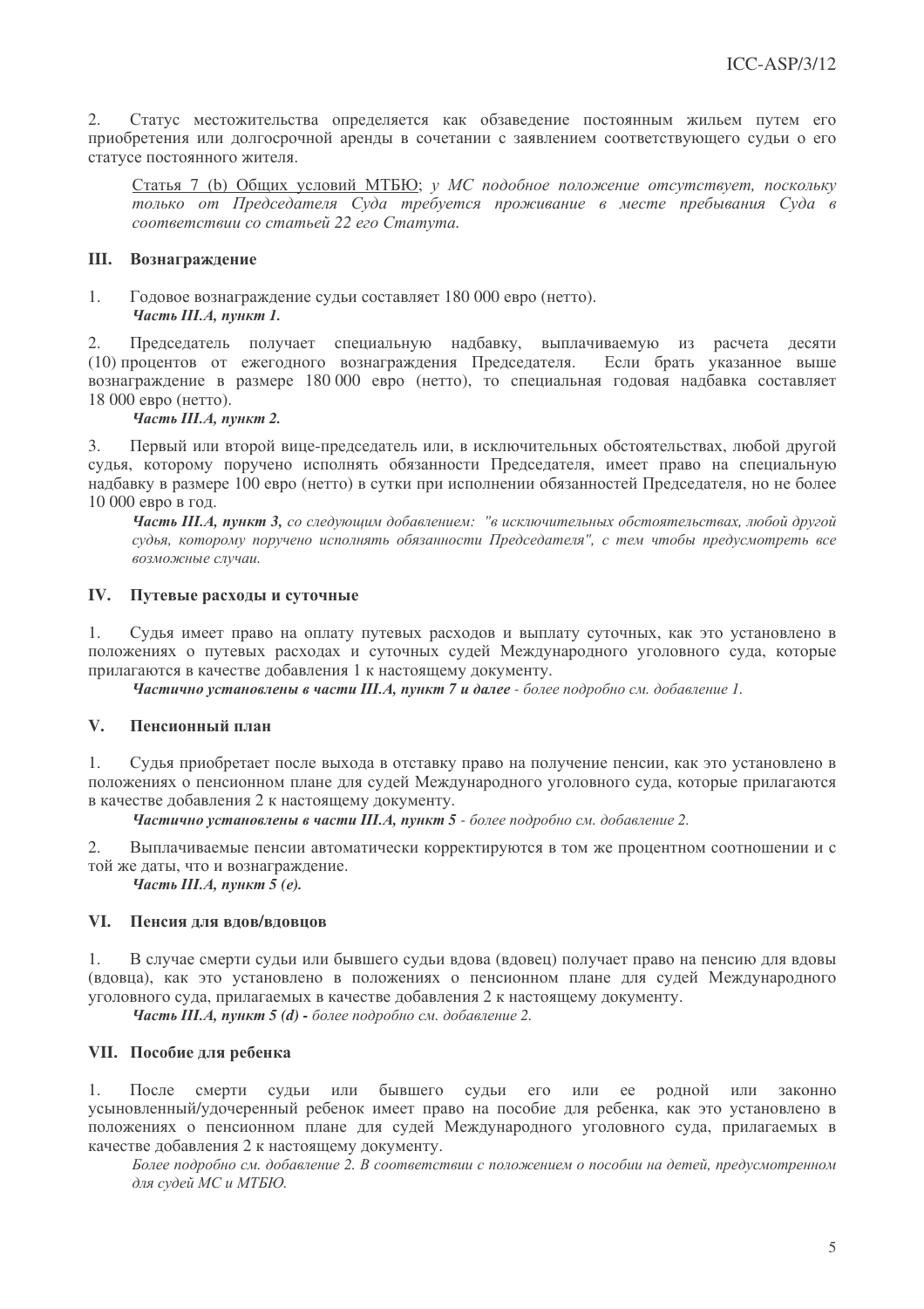2. Статус местожительства определяется как обзаведение постоянным жильем путем его приобретения или долгосрочной аренды в сочетании с заявлением соответствующего судьи о его статусе постоянного жителя.

> Статья 7 (b) Общих условий МТБЮ; *у МС подобное положение отсутствует, поскольку только от Председателя Суда требуется проживание в месте пребывания Суда в соответствии со статьей 22 его Статута.*

## III. Вознаграждение

1. Годовое вознаграждение судьи составляет 180 000 евро (нетто).
   ***Часть III.A, пункт 1.***

2. Председатель получает специальную надбавку, выплачиваемую из расчета десяти (10) процентов от ежегодного вознаграждения Председателя. Если брать указанное выше вознаграждение в размере 180 000 евро (нетто), то специальная годовая надбавка составляет 18 000 евро (нетто).
   ***Часть III.A, пункт 2.***

3. Первый или второй вице-председатель или, в исключительных обстоятельствах, любой другой судья, которому поручено исполнять обязанности Председателя, имеет право на специальную надбавку в размере 100 евро (нетто) в сутки при исполнении обязанностей Председателя, но не более 10 000 евро в год.
   ***Часть III.A, пункт 3,*** *со следующим добавлением: "в исключительных обстоятельствах, любой другой судья, которому поручено исполнять обязанности Председателя", с тем чтобы предусмотреть все возможные случаи.*

## IV. Путевые расходы и суточные

1. Судья имеет право на оплату путевых расходов и выплату суточных, как это установлено в положениях о путевых расходах и суточных судей Международного уголовного суда, которые прилагаются в качестве добавления 1 к настоящему документу.
   ***Частично установлены в части III.A, пункт 7 и далее*** *- более подробно см. добавление 1.*

## V. Пенсионный план

1. Судья приобретает после выхода в отставку право на получение пенсии, как это установлено в положениях о пенсионном плане для судей Международного уголовного суда, которые прилагаются в качестве добавления 2 к настоящему документу.
   ***Частично установлены в части III.A, пункт 5*** *- более подробно см. добавление 2.*

2. Выплачиваемые пенсии автоматически корректируются в том же процентном соотношении и с той же даты, что и вознаграждение.
   ***Часть III.A, пункт 5 (e).***

## VI. Пенсия для вдов/вдовцов

1. В случае смерти судьи или бывшего судьи вдова (вдовец) получает право на пенсию для вдовы (вдовца), как это установлено в положениях о пенсионном плане для судей Международного уголовного суда, прилагаемых в качестве добавления 2 к настоящему документу.
   ***Часть III.A, пункт 5 (d) -*** *более подробно см. добавление 2.*

## VII. Пособие для ребенка

1. После смерти судьи или бывшего судьи его или ее родной или законно усыновленный/удочеренный ребенок имеет право на пособие для ребенка, как это установлено в положениях о пенсионном плане для судей Международного уголовного суда, прилагаемых в качестве добавления 2 к настоящему документу.
   *Более подробно см. добавление 2. В соответствии с положением о пособии на детей, предусмотренном для судей МС и МТБЮ.*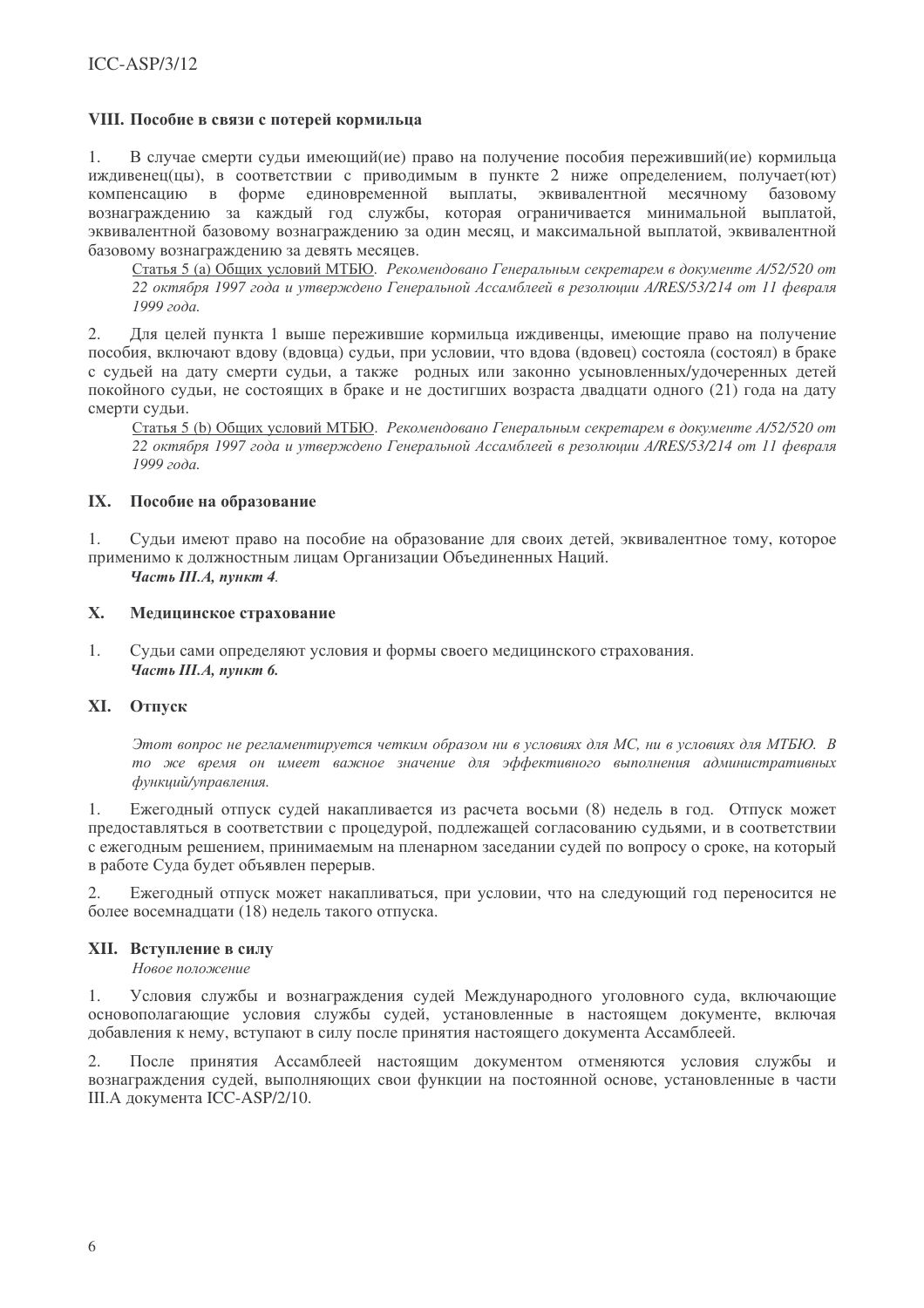## VIII. Пособие в связи с потерей кормильца

1. В случае смерти судьи имеющий(ие) право на получение пособия переживший(ие) кормильца иждивенец(цы), в соответствии с приводимым в пункте 2 ниже определением, получает(ют) компенсацию в форме единовременной выплаты, эквивалентной месячному базовому вознаграждению за каждый год службы, которая ограничивается минимальной выплатой, эквивалентной базовому вознаграждению за один месяц, и максимальной выплатой, эквивалентной базовому вознаграждению за девять месяцев.

   Статья 5 (a) Общих условий МТБЮ. *Рекомендовано Генеральным секретарем в документе A/52/520 от 22 октября 1997 года и утверждено Генеральной Ассамблеей в резолюции A/RES/53/214 от 11 февраля 1999 года.*

2. Для целей пункта 1 выше пережившие кормильца иждивенцы, имеющие право на получение пособия, включают вдову (вдовца) судьи, при условии, что вдова (вдовец) состояла (состоял) в браке с судьей на дату смерти судьи, а также родных или законно усыновленных/удочеренных детей покойного судьи, не состоящих в браке и не достигших возраста двадцати одного (21) года на дату смерти судьи.

   Статья 5 (b) Общих условий МТБЮ. *Рекомендовано Генеральным секретарем в документе A/52/520 от 22 октября 1997 года и утверждено Генеральной Ассамблеей в резолюции A/RES/53/214 от 11 февраля 1999 года.*

## IX. Пособие на образование

1. Судьи имеют право на пособие на образование для своих детей, эквивалентное тому, которое применимо к должностным лицам Организации Объединенных Наций.

   ***Часть III.A, пункт 4.***

## X. Медицинское страхование

1. Судьи сами определяют условия и формы своего медицинского страхования.

   ***Часть III.A, пункт 6.***

## XI. Отпуск

*Этот вопрос не регламентируется четким образом ни в условиях для МС, ни в условиях для МТБЮ. В то же время он имеет важное значение для эффективного выполнения административных функций/управления.*

1. Ежегодный отпуск судей накапливается из расчета восьми (8) недель в год. Отпуск может предоставляться в соответствии с процедурой, подлежащей согласованию судьями, и в соответствии с ежегодным решением, принимаемым на пленарном заседании судей по вопросу о сроке, на который в работе Суда будет объявлен перерыв.

2. Ежегодный отпуск может накапливаться, при условии, что на следующий год переносится не более восемнадцати (18) недель такого отпуска.

## XII. Вступление в силу

*Новое положение*

1. Условия службы и вознаграждения судей Международного уголовного суда, включающие основополагающие условия службы судей, установленные в настоящем документе, включая добавления к нему, вступают в силу после принятия настоящего документа Ассамблеей.

2. После принятия Ассамблеей настоящим документом отменяются условия службы и вознаграждения судей, выполняющих свои функции на постоянной основе, установленные в части III.A документа ICC-ASP/2/10.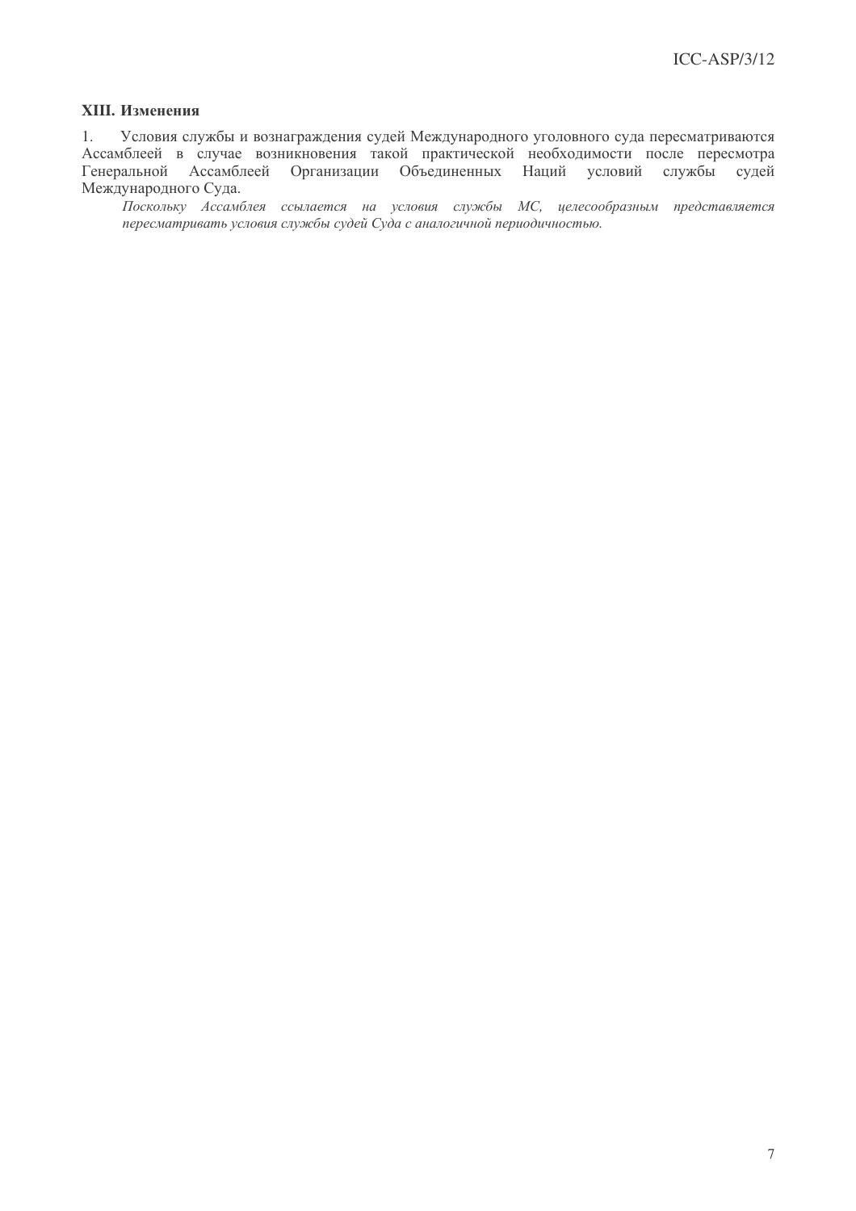### XIII. Изменения

1. Условия службы и вознаграждения судей Международного уголовного суда пересматриваются Ассамблеей в случае возникновения такой практической необходимости после пересмотра Генеральной Ассамблеей Организации Объединенных Наций условий службы судей Международного Суда.

*Поскольку Ассамблея ссылается на условия службы МС, целесообразным представляется пересматривать условия службы судей Суда с аналогичной периодичностью.*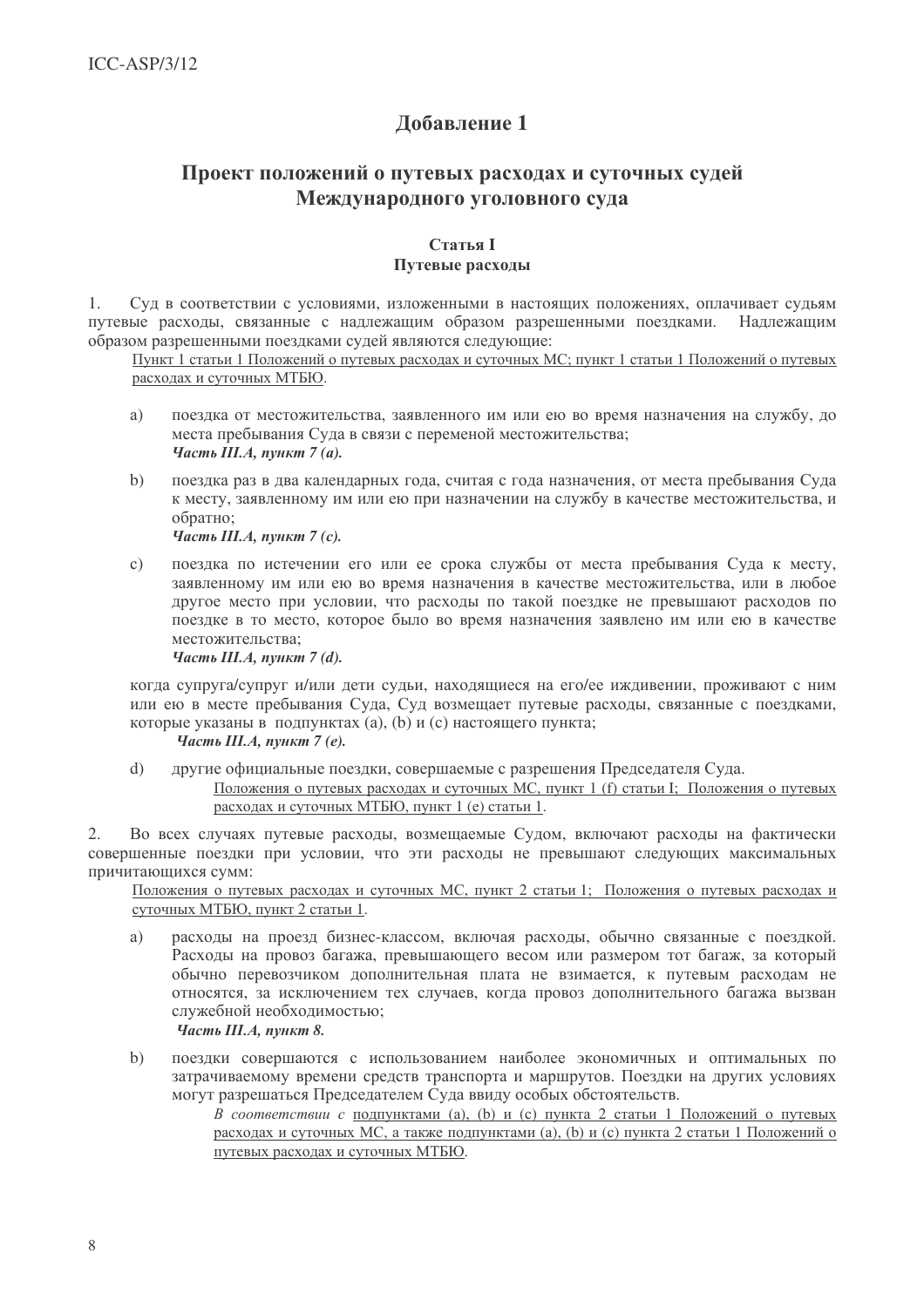# Добавление 1

## Проект положений о путевых расходах и суточных судей Международного уголовного суда

### Статья I
### Путевые расходы

1. Суд в соответствии с условиями, изложенными в настоящих положениях, оплачивает судьям путевые расходы, связанные с надлежащим образом разрешенными поездками. Надлежащим образом разрешенными поездками судей являются следующие:

   Пункт 1 статьи 1 Положений о путевых расходах и суточных МС; пункт 1 статьи 1 Положений о путевых расходах и суточных МТБЮ.

   a) поездка от местожительства, заявленного им или ею во время назначения на службу, до места пребывания Суда в связи с переменой местожительства;
      ***Часть III.A, пункт 7 (a).***

   b) поездка раз в два календарных года, считая с года назначения, от места пребывания Суда к месту, заявленному им или ею при назначении на службу в качестве местожительства, и обратно;
      ***Часть III.A, пункт 7 (c).***

   c) поездка по истечении его или ее срока службы от места пребывания Суда к месту, заявленному им или ею во время назначения в качестве местожительства, или в любое другое место при условии, что расходы по такой поездке не превышают расходов по поездке в то место, которое было во время назначения заявлено им или ею в качестве местожительства;
      ***Часть III.A, пункт 7 (d).***

   когда супруга/супруг и/или дети судьи, находящиеся на его/ее иждивении, проживают с ним или ею в месте пребывания Суда, Суд возмещает путевые расходы, связанные с поездками, которые указаны в подпунктах (a), (b) и (c) настоящего пункта;
   ***Часть III.A, пункт 7 (e).***

   d) другие официальные поездки, совершаемые с разрешения Председателя Суда.
      Положения о путевых расходах и суточных МС, пункт 1 (f) статьи I; Положения о путевых расходах и суточных МТБЮ, пункт 1 (e) статьи 1.

2. Во всех случаях путевые расходы, возмещаемые Судом, включают расходы на фактически совершенные поездки при условии, что эти расходы не превышают следующих максимальных причитающихся сумм:

   Положения о путевых расходах и суточных МС, пункт 2 статьи 1; Положения о путевых расходах и суточных МТБЮ, пункт 2 статьи 1.

   a) расходы на проезд бизнес-классом, включая расходы, обычно связанные с поездкой. Расходы на провоз багажа, превышающего весом или размером тот багаж, за который обычно перевозчиком дополнительная плата не взимается, к путевым расходам не относятся, за исключением тех случаев, когда провоз дополнительного багажа вызван служебной необходимостью;
      ***Часть III.A, пункт 8.***

   b) поездки совершаются с использованием наиболее экономичных и оптимальных по затрачиваемому времени средств транспорта и маршрутов. Поездки на других условиях могут разрешаться Председателем Суда ввиду особых обстоятельств.
      *В соответствии с* подпунктами (a), (b) и (c) пункта 2 статьи 1 Положений о путевых расходах и суточных МС, а также подпунктами (a), (b) и (c) пункта 2 статьи 1 Положений о путевых расходах и суточных МТБЮ.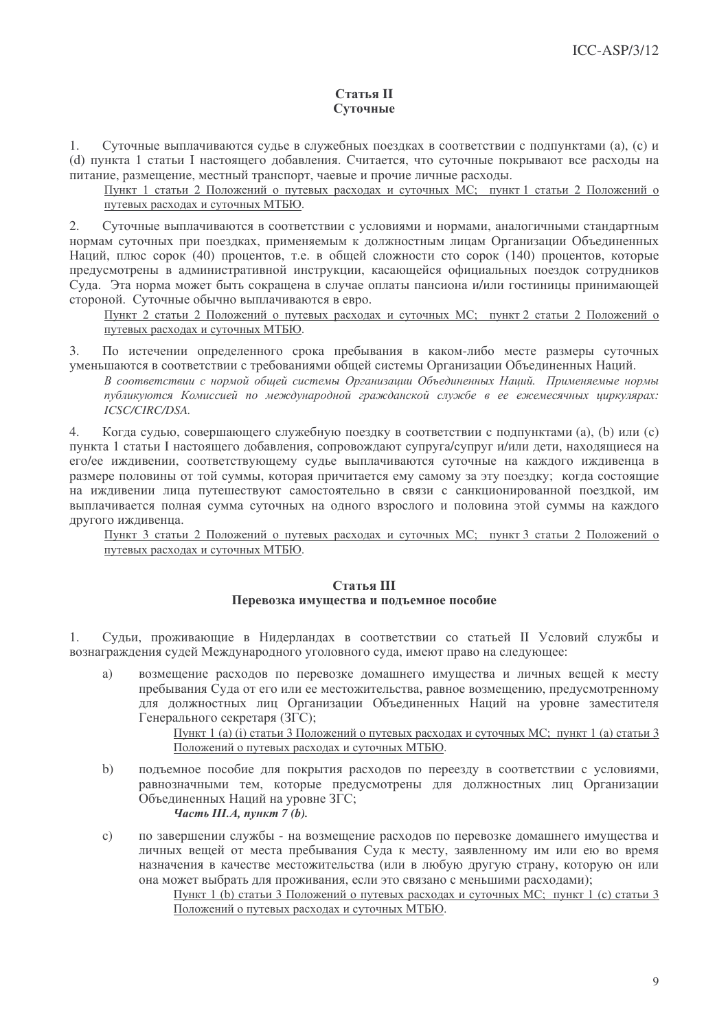## Статья II
## Суточные

1. Суточные выплачиваются судье в служебных поездках в соответствии с подпунктами (а), (с) и (d) пункта 1 статьи I настоящего добавления. Считается, что суточные покрывают все расходы на питание, размещение, местный транспорт, чаевые и прочие личные расходы.

   Пункт 1 статьи 2 Положений о путевых расходах и суточных МС; пункт 1 статьи 2 Положений о путевых расходах и суточных МТБЮ.

2. Суточные выплачиваются в соответствии с условиями и нормами, аналогичными стандартным нормам суточных при поездках, применяемым к должностным лицам Организации Объединенных Наций, плюс сорок (40) процентов, т.е. в общей сложности сто сорок (140) процентов, которые предусмотрены в административной инструкции, касающейся официальных поездок сотрудников Суда. Эта норма может быть сокращена в случае оплаты пансиона и/или гостиницы принимающей стороной. Суточные обычно выплачиваются в евро.

   Пункт 2 статьи 2 Положений о путевых расходах и суточных МС; пункт 2 статьи 2 Положений о путевых расходах и суточных МТБЮ.

3. По истечении определенного срока пребывания в каком-либо месте размеры суточных уменьшаются в соответствии с требованиями общей системы Организации Объединенных Наций.

   *В соответствии с нормой общей системы Организации Объединенных Наций. Применяемые нормы публикуются Комиссией по международной гражданской службе в ее ежемесячных циркулярах: ICSC/CIRC/DSA.*

4. Когда судью, совершающего служебную поездку в соответствии с подпунктами (а), (b) или (с) пункта 1 статьи I настоящего добавления, сопровождают супруга/супруг и/или дети, находящиеся на его/ее иждивении, соответствующему судье выплачиваются суточные на каждого иждивенца в размере половины от той суммы, которая причитается ему самому за эту поездку; когда состоящие на иждивении лица путешествуют самостоятельно в связи с санкционированной поездкой, им выплачивается полная сумма суточных на одного взрослого и половина этой суммы на каждого другого иждивенца.

   Пункт 3 статьи 2 Положений о путевых расходах и суточных МС; пункт 3 статьи 2 Положений о путевых расходах и суточных МТБЮ.

## Статья III
## Перевозка имущества и подъемное пособие

1. Судьи, проживающие в Нидерландах в соответствии со статьей II Условий службы и вознаграждения судей Международного уголовного суда, имеют право на следующее:

   a) возмещение расходов по перевозке домашнего имущества и личных вещей к месту пребывания Суда от его или ее местожительства, равное возмещению, предусмотренному для должностных лиц Организации Объединенных Наций на уровне заместителя Генерального секретаря (ЗГС);

      Пункт 1 (а) (i) статьи 3 Положений о путевых расходах и суточных МС; пункт 1 (а) статьи 3 Положений о путевых расходах и суточных МТБЮ.

   b) подъемное пособие для покрытия расходов по переезду в соответствии с условиями, равнозначными тем, которые предусмотрены для должностных лиц Организации Объединенных Наций на уровне ЗГС;

      ***Часть III.A, пункт 7 (b).***

   c) по завершении службы - на возмещение расходов по перевозке домашнего имущества и личных вещей от места пребывания Суда к месту, заявленному им или ею во время назначения в качестве местожительства (или в любую другую страну, которую он или она может выбрать для проживания, если это связано с меньшими расходами);

      Пункт 1 (b) статьи 3 Положений о путевых расходах и суточных МС; пункт 1 (с) статьи 3 Положений о путевых расходах и суточных МТБЮ.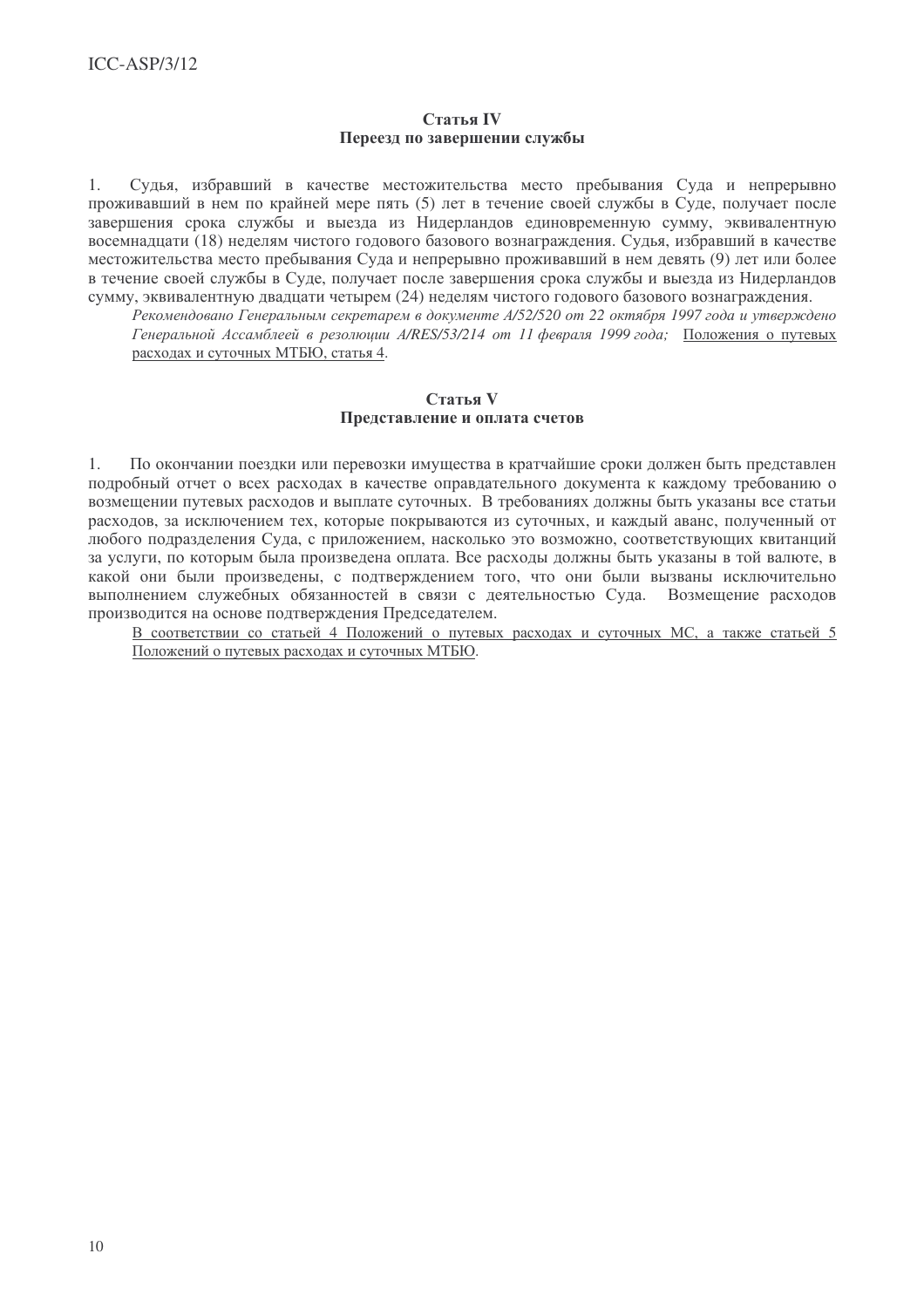### Статья IV
### Переезд по завершении службы

1. Судья, избравший в качестве местожительства место пребывания Суда и непрерывно проживавший в нем по крайней мере пять (5) лет в течение своей службы в Суде, получает после завершения срока службы и выезда из Нидерландов единовременную сумму, эквивалентную восемнадцати (18) неделям чистого годового базового вознаграждения. Судья, избравший в качестве местожительства место пребывания Суда и непрерывно проживавший в нем девять (9) лет или более в течение своей службы в Суде, получает после завершения срока службы и выезда из Нидерландов сумму, эквивалентную двадцати четырем (24) неделям чистого годового базового вознаграждения.

*Рекомендовано Генеральным секретарем в документе A/52/520 от 22 октября 1997 года и утверждено Генеральной Ассамблеей в резолюции A/RES/53/214 от 11 февраля 1999 года;* Положения о путевых расходах и суточных МТБЮ, статья 4.

### Статья V
### Представление и оплата счетов

1. По окончании поездки или перевозки имущества в кратчайшие сроки должен быть представлен подробный отчет о всех расходах в качестве оправдательного документа к каждому требованию о возмещении путевых расходов и выплате суточных. В требованиях должны быть указаны все статьи расходов, за исключением тех, которые покрываются из суточных, и каждый аванс, полученный от любого подразделения Суда, с приложением, насколько это возможно, соответствующих квитанций за услуги, по которым была произведена оплата. Все расходы должны быть указаны в той валюте, в какой они были произведены, с подтверждением того, что они были вызваны исключительно выполнением служебных обязанностей в связи с деятельностью Суда. Возмещение расходов производится на основе подтверждения Председателем.

В соответствии со статьей 4 Положений о путевых расходах и суточных МС, а также статьей 5 Положений о путевых расходах и суточных МТБЮ.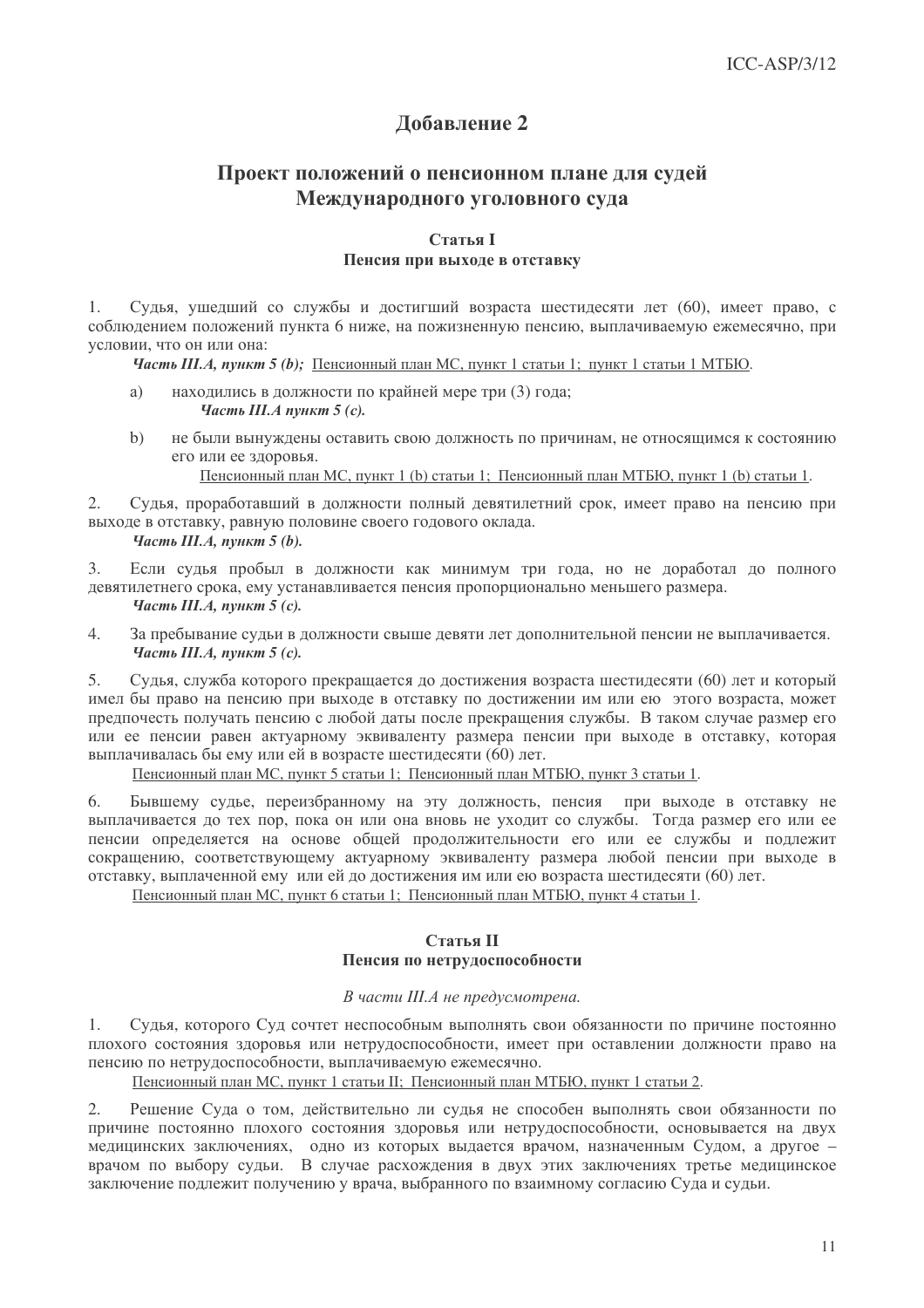## Добавление 2

## Проект положений о пенсионном плане для судей Международного уголовного суда

### Статья I
### Пенсия при выходе в отставку

1. Судья, ушедший со службы и достигший возраста шестидесяти лет (60), имеет право, с соблюдением положений пункта 6 ниже, на пожизненную пенсию, выплачиваемую ежемесячно, при условии, что он или она:

   ***Часть III.A, пункт 5 (b);*** Пенсионный план МС, пункт 1 статьи 1; пункт 1 статьи 1 МТБЮ.

   a) находились в должности по крайней мере три (3) года;
      ***Часть III.A пункт 5 (c).***

   b) не были вынуждены оставить свою должность по причинам, не относящимся к состоянию его или ее здоровья.
      Пенсионный план МС, пункт 1 (b) статьи 1; Пенсионный план МТБЮ, пункт 1 (b) статьи 1.

2. Судья, проработавший в должности полный девятилетний срок, имеет право на пенсию при выходе в отставку, равную половине своего годового оклада.
   ***Часть III.A, пункт 5 (b).***

3. Если судья пробыл в должности как минимум три года, но не доработал до полного девятилетнего срока, ему устанавливается пенсия пропорционально меньшего размера.
   ***Часть III.A, пункт 5 (c).***

4. За пребывание судьи в должности свыше девяти лет дополнительной пенсии не выплачивается.
   ***Часть III.A, пункт 5 (c).***

5. Судья, служба которого прекращается до достижения возраста шестидесяти (60) лет и который имел бы право на пенсию при выходе в отставку по достижении им или ею этого возраста, может предпочесть получать пенсию с любой даты после прекращения службы. В таком случае размер его или ее пенсии равен актуарному эквиваленту размера пенсии при выходе в отставку, которая выплачивалась бы ему или ей в возрасте шестидесяти (60) лет.
   Пенсионный план МС, пункт 5 статьи 1; Пенсионный план МТБЮ, пункт 3 статьи 1.

6. Бывшему судье, переизбранному на эту должность, пенсия при выходе в отставку не выплачивается до тех пор, пока он или она вновь не уходит со службы. Тогда размер его или ее пенсии определяется на основе общей продолжительности его или ее службы и подлежит сокращению, соответствующему актуарному эквиваленту размера любой пенсии при выходе в отставку, выплаченной ему или ей до достижения им или ею возраста шестидесяти (60) лет.
   Пенсионный план МС, пункт 6 статьи 1; Пенсионный план МТБЮ, пункт 4 статьи 1.

### Статья II
### Пенсия по нетрудоспособности

*В части III.A не предусмотрена.*

1. Судья, которого Суд сочтет неспособным выполнять свои обязанности по причине постоянно плохого состояния здоровья или нетрудоспособности, имеет при оставлении должности право на пенсию по нетрудоспособности, выплачиваемую ежемесячно.
   Пенсионный план МС, пункт 1 статьи II; Пенсионный план МТБЮ, пункт 1 статьи 2.

2. Решение Суда о том, действительно ли судья не способен выполнять свои обязанности по причине постоянно плохого состояния здоровья или нетрудоспособности, основывается на двух медицинских заключениях, одно из которых выдается врачом, назначенным Судом, а другое – врачом по выбору судьи. В случае расхождения в двух этих заключениях третье медицинское заключение подлежит получению у врача, выбранного по взаимному согласию Суда и судьи.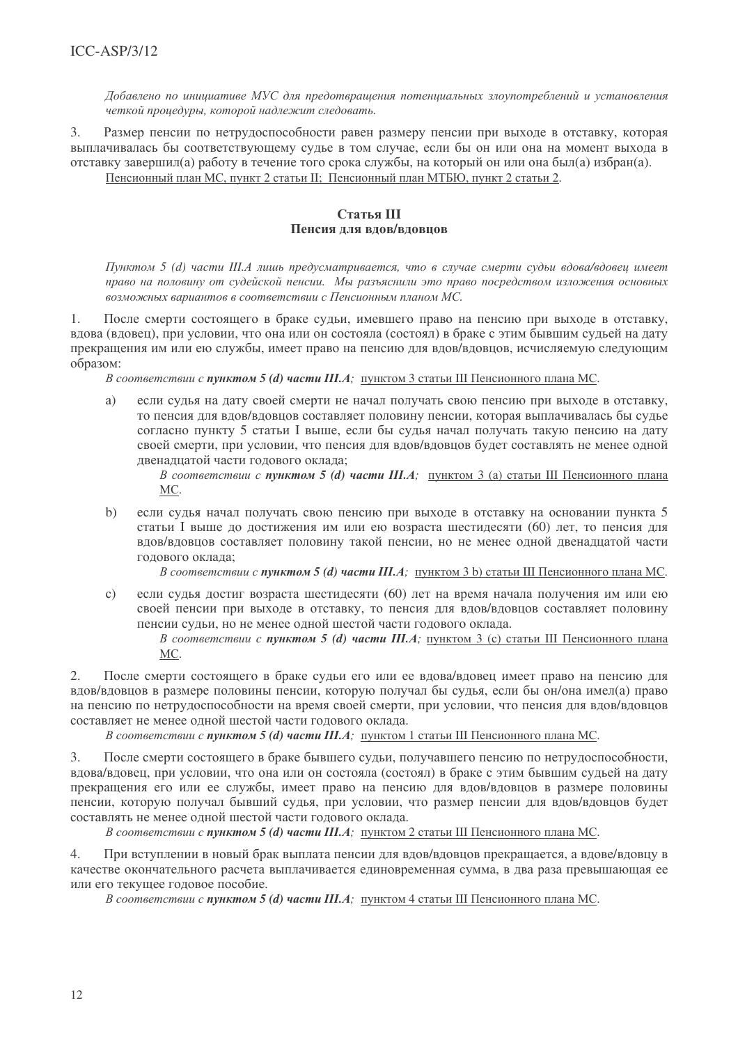*Добавлено по инициативе МУС для предотвращения потенциальных злоупотреблений и установления четкой процедуры, которой надлежит следовать.*

3. Размер пенсии по нетрудоспособности равен размеру пенсии при выходе в отставку, которая выплачивалась бы соответствующему судье в том случае, если бы он или она на момент выхода в отставку завершил(а) работу в течение того срока службы, на который он или она был(а) избран(а).

Пенсионный план МС, пункт 2 статьи II; Пенсионный план МТБЮ, пункт 2 статьи 2.

## Статья III
## Пенсия для вдов/вдовцов

*Пунктом 5 (d) части III.A лишь предусматривается, что в случае смерти судьи вдова/вдовец имеет право на половину от судейской пенсии. Мы разъяснили это право посредством изложения основных возможных вариантов в соответствии с Пенсионным планом МС.*

1. После смерти состоящего в браке судьи, имевшего право на пенсию при выходе в отставку, вдова (вдовец), при условии, что она или он состояла (состоял) в браке с этим бывшим судьей на дату прекращения им или ею службы, имеет право на пенсию для вдов/вдовцов, исчисляемую следующим образом:

*В соответствии с* ***пунктом 5 (d) части III.A;*** пунктом 3 статьи III Пенсионного плана МС.

a) если судья на дату своей смерти не начал получать свою пенсию при выходе в отставку, то пенсия для вдов/вдовцов составляет половину пенсии, которая выплачивалась бы судье согласно пункту 5 статьи I выше, если бы судья начал получать такую пенсию на дату своей смерти, при условии, что пенсия для вдов/вдовцов будет составлять не менее одной двенадцатой части годового оклада;

*В соответствии с* ***пунктом 5 (d) части III.A;*** пунктом 3 (a) статьи III Пенсионного плана МС.

b) если судья начал получать свою пенсию при выходе в отставку на основании пункта 5 статьи I выше до достижения им или ею возраста шестидесяти (60) лет, то пенсия для вдов/вдовцов составляет половину такой пенсии, но не менее одной двенадцатой части годового оклада;

*В соответствии с* ***пунктом 5 (d) части III.A;*** пунктом 3 b) статьи III Пенсионного плана МС.

c) если судья достиг возраста шестидесяти (60) лет на время начала получения им или ею своей пенсии при выходе в отставку, то пенсия для вдов/вдовцов составляет половину пенсии судьи, но не менее одной шестой части годового оклада.

*В соответствии с* ***пунктом 5 (d) части III.A;*** пунктом 3 (c) статьи III Пенсионного плана МС.

2. После смерти состоящего в браке судьи его или ее вдова/вдовец имеет право на пенсию для вдов/вдовцов в размере половины пенсии, которую получал бы судья, если бы он/она имел(а) право на пенсию по нетрудоспособности на время своей смерти, при условии, что пенсия для вдов/вдовцов составляет не менее одной шестой части годового оклада.

*В соответствии с* ***пунктом 5 (d) части III.A;*** пунктом 1 статьи III Пенсионного плана МС.

3. После смерти состоящего в браке бывшего судьи, получавшего пенсию по нетрудоспособности, вдова/вдовец, при условии, что она или он состояла (состоял) в браке с этим бывшим судьей на дату прекращения его или ее службы, имеет право на пенсию для вдов/вдовцов в размере половины пенсии, которую получал бывший судья, при условии, что размер пенсии для вдов/вдовцов будет составлять не менее одной шестой части годового оклада.

*В соответствии с* ***пунктом 5 (d) части III.A;*** пунктом 2 статьи III Пенсионного плана МС.

4. При вступлении в новый брак выплата пенсии для вдов/вдовцов прекращается, а вдове/вдовцу в качестве окончательного расчета выплачивается единовременная сумма, в два раза превышающая ее или его текущее годовое пособие.

*В соответствии с* ***пунктом 5 (d) части III.A;*** пунктом 4 статьи III Пенсионного плана МС.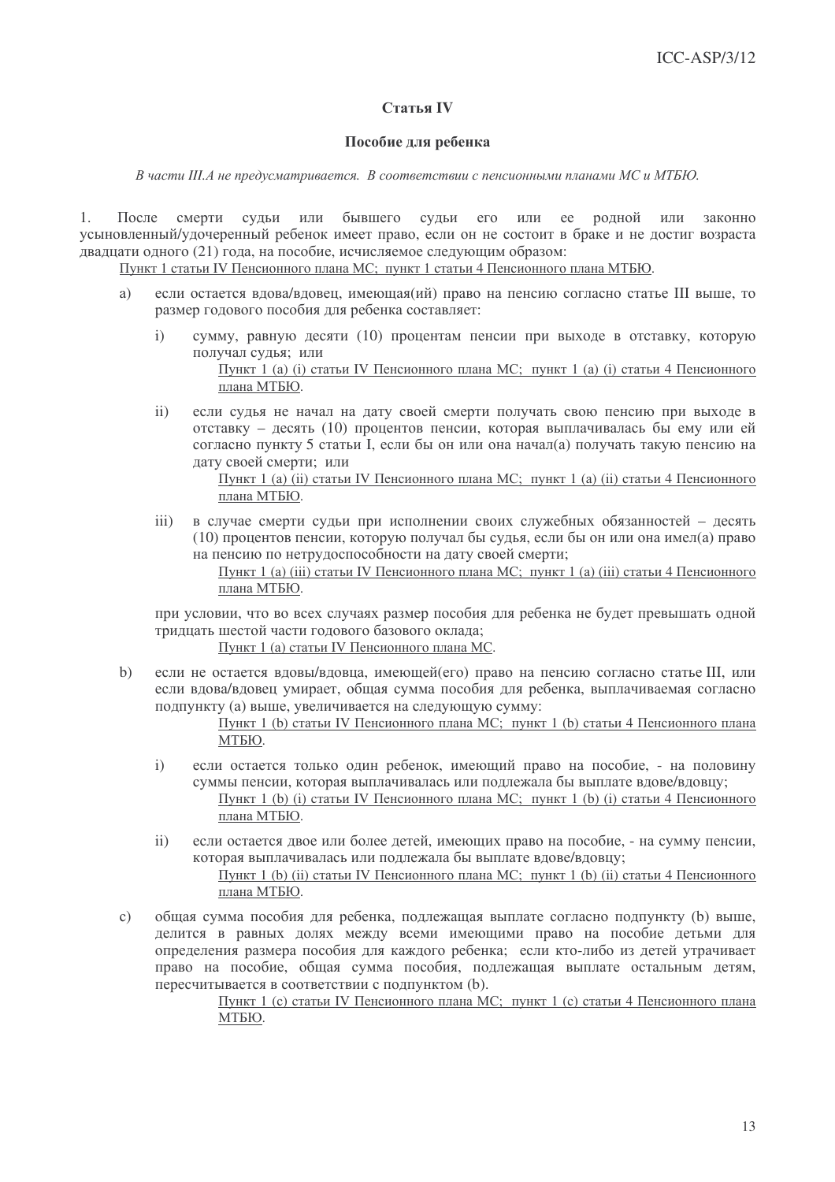## Статья IV

### Пособие для ребенка

*В части III.A не предусматривается. В соответствии с пенсионными планами МС и МТБЮ.*

1. После смерти судьи или бывшего судьи его или ее родной или законно усыновленный/удочеренный ребенок имеет право, если он не состоит в браке и не достиг возраста двадцати одного (21) года, на пособие, исчисляемое следующим образом:

<u>Пункт 1 статьи IV Пенсионного плана МС; пункт 1 статьи 4 Пенсионного плана МТБЮ.</u>

a) если остается вдова/вдовец, имеющая(ий) право на пенсию согласно статье III выше, то размер годового пособия для ребенка составляет:

i) сумму, равную десяти (10) процентам пенсии при выходе в отставку, которую получал судья; или

<u>Пункт 1 (a) (i) статьи IV Пенсионного плана МС; пункт 1 (a) (i) статьи 4 Пенсионного плана МТБЮ.</u>

ii) если судья не начал на дату своей смерти получать свою пенсию при выходе в отставку – десять (10) процентов пенсии, которая выплачивалась бы ему или ей согласно пункту 5 статьи I, если бы он или она начал(а) получать такую пенсию на дату своей смерти; или

<u>Пункт 1 (a) (ii) статьи IV Пенсионного плана МС; пункт 1 (a) (ii) статьи 4 Пенсионного плана МТБЮ.</u>

iii) в случае смерти судьи при исполнении своих служебных обязанностей – десять (10) процентов пенсии, которую получал бы судья, если бы он или она имел(а) право на пенсию по нетрудоспособности на дату своей смерти;

<u>Пункт 1 (a) (iii) статьи IV Пенсионного плана МС; пункт 1 (a) (iii) статьи 4 Пенсионного плана МТБЮ.</u>

при условии, что во всех случаях размер пособия для ребенка не будет превышать одной тридцать шестой части годового базового оклада;

<u>Пункт 1 (a) статьи IV Пенсионного плана МС.</u>

b) если не остается вдовы/вдовца, имеющей(его) право на пенсию согласно статье III, или если вдова/вдовец умирает, общая сумма пособия для ребенка, выплачиваемая согласно подпункту (a) выше, увеличивается на следующую сумму:

<u>Пункт 1 (b) статьи IV Пенсионного плана МС; пункт 1 (b) статьи 4 Пенсионного плана МТБЮ.</u>

i) если остается только один ребенок, имеющий право на пособие, - на половину суммы пенсии, которая выплачивалась или подлежала бы выплате вдове/вдовцу;

<u>Пункт 1 (b) (i) статьи IV Пенсионного плана МС; пункт 1 (b) (i) статьи 4 Пенсионного плана МТБЮ.</u>

ii) если остается двое или более детей, имеющих право на пособие, - на сумму пенсии, которая выплачивалась или подлежала бы выплате вдове/вдовцу;

<u>Пункт 1 (b) (ii) статьи IV Пенсионного плана МС; пункт 1 (b) (ii) статьи 4 Пенсионного плана МТБЮ.</u>

c) общая сумма пособия для ребенка, подлежащая выплате согласно подпункту (b) выше, делится в равных долях между всеми имеющими право на пособие детьми для определения размера пособия для каждого ребенка; если кто-либо из детей утрачивает право на пособие, общая сумма пособия, подлежащая выплате остальным детям, пересчитывается в соответствии с подпунктом (b).

<u>Пункт 1 (c) статьи IV Пенсионного плана МС; пункт 1 (c) статьи 4 Пенсионного плана МТБЮ.</u>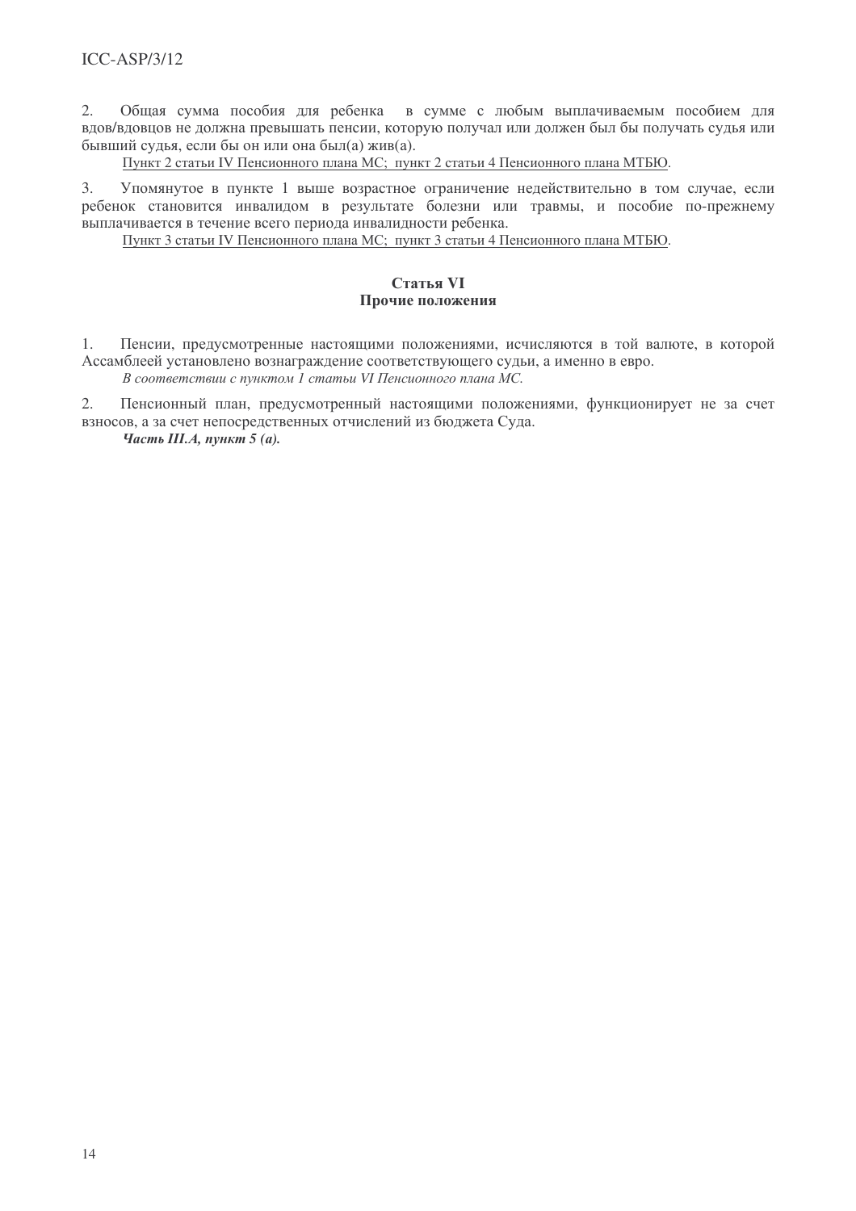2. Общая сумма пособия для ребенка в сумме с любым выплачиваемым пособием для вдов/вдовцов не должна превышать пенсии, которую получал или должен был бы получать судья или бывший судья, если бы он или она был(а) жив(а).

Пункт 2 статьи IV Пенсионного плана МС; пункт 2 статьи 4 Пенсионного плана МТБЮ.

3. Упомянутое в пункте 1 выше возрастное ограничение недействительно в том случае, если ребенок становится инвалидом в результате болезни или травмы, и пособие по-прежнему выплачивается в течение всего периода инвалидности ребенка.

Пункт 3 статьи IV Пенсионного плана МС; пункт 3 статьи 4 Пенсионного плана МТБЮ.

## Статья VI
## Прочие положения

1. Пенсии, предусмотренные настоящими положениями, исчисляются в той валюте, в которой Ассамблеей установлено вознаграждение соответствующего судьи, а именно в евро.

*В соответствии с пунктом 1 статьи VI Пенсионного плана МС.*

2. Пенсионный план, предусмотренный настоящими положениями, функционирует не за счет взносов, а за счет непосредственных отчислений из бюджета Суда.

***Часть III.A, пункт 5 (a).***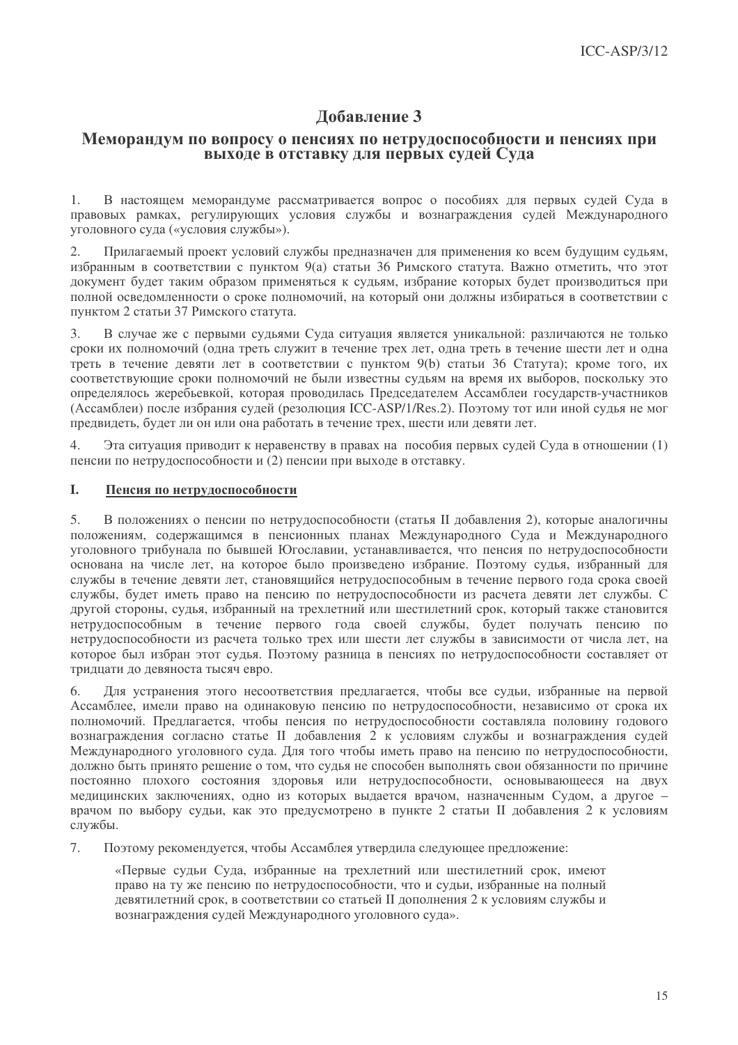## Добавление 3

## Меморандум по вопросу о пенсиях по нетрудоспособности и пенсиях при выходе в отставку для первых судей Суда

1. В настоящем меморандуме рассматривается вопрос о пособиях для первых судей Суда в правовых рамках, регулирующих условия службы и вознаграждения судей Международного уголовного суда («условия службы»).

2. Прилагаемый проект условий службы предназначен для применения ко всем будущим судьям, избранным в соответствии с пунктом 9(а) статьи 36 Римского статута. Важно отметить, что этот документ будет таким образом применяться к судьям, избрание которых будет производиться при полной осведомленности о сроке полномочий, на который они должны избираться в соответствии с пунктом 2 статьи 37 Римского статута.

3. В случае же с первыми судьями Суда ситуация является уникальной: различаются не только сроки их полномочий (одна треть служит в течение трех лет, одна треть в течение шести лет и одна треть в течение девяти лет в соответствии с пунктом 9(b) статьи 36 Статута); кроме того, их соответствующие сроки полномочий не были известны судьям на время их выборов, поскольку это определялось жеребьевкой, которая проводилась Председателем Ассамблеи государств-участников (Ассамблеи) после избрания судей (резолюция ICC-ASP/1/Res.2). Поэтому тот или иной судья не мог предвидеть, будет ли он или она работать в течение трех, шести или девяти лет.

4. Эта ситуация приводит к неравенству в правах на пособия первых судей Суда в отношении (1) пенсии по нетрудоспособности и (2) пенсии при выходе в отставку.

### I. <u>Пенсия по нетрудоспособности</u>

5. В положениях о пенсии по нетрудоспособности (статья II добавления 2), которые аналогичны положениям, содержащимся в пенсионных планах Международного Суда и Международного уголовного трибунала по бывшей Югославии, устанавливается, что пенсия по нетрудоспособности основана на числе лет, на которое было произведено избрание. Поэтому судья, избранный для службы в течение девяти лет, становящийся нетрудоспособным в течение первого года срока своей службы, будет иметь право на пенсию по нетрудоспособности из расчета девяти лет службы. С другой стороны, судья, избранный на трехлетний или шестилетний срок, который также становится нетрудоспособным в течение первого года своей службы, будет получать пенсию по нетрудоспособности из расчета только трех или шести лет службы в зависимости от числа лет, на которое был избран этот судья. Поэтому разница в пенсиях по нетрудоспособности составляет от тридцати до девяноста тысяч евро.

6. Для устранения этого несоответствия предлагается, чтобы все судьи, избранные на первой Ассамблее, имели право на одинаковую пенсию по нетрудоспособности, независимо от срока их полномочий. Предлагается, чтобы пенсия по нетрудоспособности составляла половину годового вознаграждения согласно статье II добавления 2 к условиям службы и вознаграждения судей Международного уголовного суда. Для того чтобы иметь право на пенсию по нетрудоспособности, должно быть принято решение о том, что судья не способен выполнять свои обязанности по причине постоянно плохого состояния здоровья или нетрудоспособности, основывающееся на двух медицинских заключениях, одно из которых выдается врачом, назначенным Судом, а другое – врачом по выбору судьи, как это предусмотрено в пункте 2 статьи II добавления 2 к условиям службы.

7. Поэтому рекомендуется, чтобы Ассамблея утвердила следующее предложение:

> «Первые судьи Суда, избранные на трехлетний или шестилетний срок, имеют право на ту же пенсию по нетрудоспособности, что и судьи, избранные на полный девятилетний срок, в соответствии со статьей II дополнения 2 к условиям службы и вознаграждения судей Международного уголовного суда».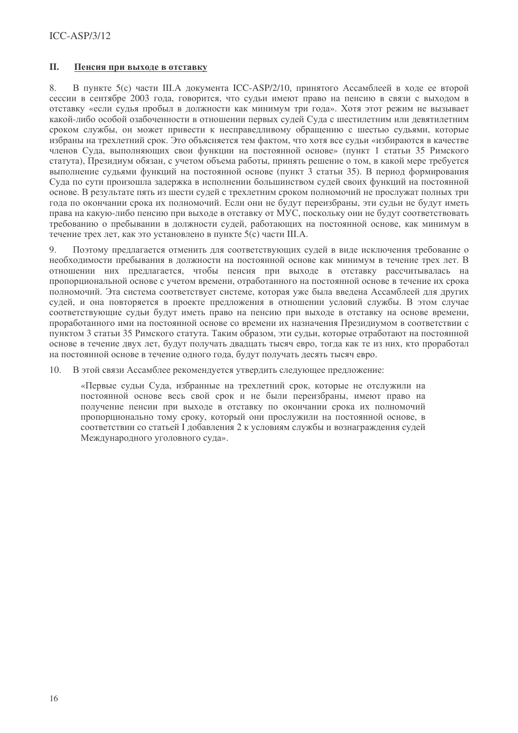## II. Пенсия при выходе в отставку

8. В пункте 5(c) части III.А документа ICC-ASP/2/10, принятого Ассамблеей в ходе ее второй сессии в сентябре 2003 года, говорится, что судьи имеют право на пенсию в связи с выходом в отставку «если судья пробыл в должности как минимум три года». Хотя этот режим не вызывает какой-либо особой озабоченности в отношении первых судей Суда с шестилетним или девятилетним сроком службы, он может привести к несправедливому обращению с шестью судьями, которые избраны на трехлетний срок. Это объясняется тем фактом, что хотя все судьи «избираются в качестве членов Суда, выполняющих свои функции на постоянной основе» (пункт 1 статьи 35 Римского статута), Президиум обязан, с учетом объема работы, принять решение о том, в какой мере требуется выполнение судьями функций на постоянной основе (пункт 3 статьи 35). В период формирования Суда по сути произошла задержка в исполнении большинством судей своих функций на постоянной основе. В результате пять из шести судей с трехлетним сроком полномочий не прослужат полных три года по окончании срока их полномочий. Если они не будут переизбраны, эти судьи не будут иметь права на какую-либо пенсию при выходе в отставку от МУС, поскольку они не будут соответствовать требованию о пребывании в должности судей, работающих на постоянной основе, как минимум в течение трех лет, как это установлено в пункте 5(c) части III.А.

9. Поэтому предлагается отменить для соответствующих судей в виде исключения требование о необходимости пребывания в должности на постоянной основе как минимум в течение трех лет. В отношении них предлагается, чтобы пенсия при выходе в отставку рассчитывалась на пропорциональной основе с учетом времени, отработанного на постоянной основе в течение их срока полномочий. Эта система соответствует системе, которая уже была введена Ассамблеей для других судей, и она повторяется в проекте предложения в отношении условий службы. В этом случае соответствующие судьи будут иметь право на пенсию при выходе в отставку на основе времени, проработанного ими на постоянной основе со времени их назначения Президиумом в соответствии с пунктом 3 статьи 35 Римского статута. Таким образом, эти судьи, которые отработают на постоянной основе в течение двух лет, будут получать двадцать тысяч евро, тогда как те из них, кто проработал на постоянной основе в течение одного года, будут получать десять тысяч евро.

10. В этой связи Ассамблее рекомендуется утвердить следующее предложение:

> «Первые судьи Суда, избранные на трехлетний срок, которые не отслужили на постоянной основе весь свой срок и не были переизбраны, имеют право на получение пенсии при выходе в отставку по окончании срока их полномочий пропорционально тому сроку, который они прослужили на постоянной основе, в соответствии со статьей I добавления 2 к условиям службы и вознаграждения судей Международного уголовного суда».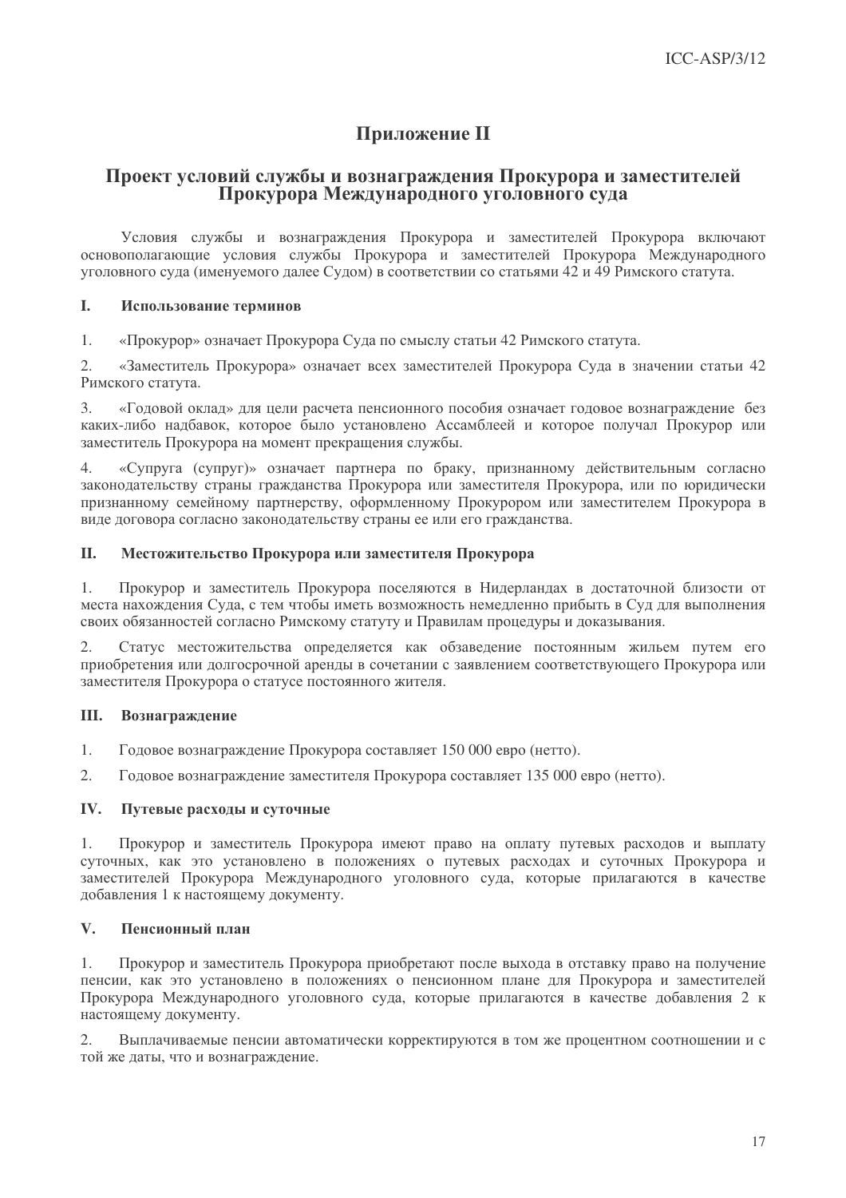# Приложение II

## Проект условий службы и вознаграждения Прокурора и заместителей Прокурора Международного уголовного суда

Условия службы и вознаграждения Прокурора и заместителей Прокурора включают основополагающие условия службы Прокурора и заместителей Прокурора Международного уголовного суда (именуемого далее Судом) в соответствии со статьями 42 и 49 Римского статута.

### I. Использование терминов

1. «Прокурор» означает Прокурора Суда по смыслу статьи 42 Римского статута.

2. «Заместитель Прокурора» означает всех заместителей Прокурора Суда в значении статьи 42 Римского статута.

3. «Годовой оклад» для цели расчета пенсионного пособия означает годовое вознаграждение без каких-либо надбавок, которое было установлено Ассамблеей и которое получал Прокурор или заместитель Прокурора на момент прекращения службы.

4. «Супруга (супруг)» означает партнера по браку, признанному действительным согласно законодательству страны гражданства Прокурора или заместителя Прокурора, или по юридически признанному семейному партнерству, оформленному Прокурором или заместителем Прокурора в виде договора согласно законодательству страны ее или его гражданства.

### II. Местожительство Прокурора или заместителя Прокурора

1. Прокурор и заместитель Прокурора поселяются в Нидерландах в достаточной близости от места нахождения Суда, с тем чтобы иметь возможность немедленно прибыть в Суд для выполнения своих обязанностей согласно Римскому статуту и Правилам процедуры и доказывания.

2. Статус местожительства определяется как обзаведение постоянным жильем путем его приобретения или долгосрочной аренды в сочетании с заявлением соответствующего Прокурора или заместителя Прокурора о статусе постоянного жителя.

### III. Вознаграждение

1. Годовое вознаграждение Прокурора составляет 150 000 евро (нетто).

2. Годовое вознаграждение заместителя Прокурора составляет 135 000 евро (нетто).

### IV. Путевые расходы и суточные

1. Прокурор и заместитель Прокурора имеют право на оплату путевых расходов и выплату суточных, как это установлено в положениях о путевых расходах и суточных Прокурора и заместителей Прокурора Международного уголовного суда, которые прилагаются в качестве добавления 1 к настоящему документу.

### V. Пенсионный план

1. Прокурор и заместитель Прокурора приобретают после выхода в отставку право на получение пенсии, как это установлено в положениях о пенсионном плане для Прокурора и заместителей Прокурора Международного уголовного суда, которые прилагаются в качестве добавления 2 к настоящему документу.

2. Выплачиваемые пенсии автоматически корректируются в том же процентном соотношении и с той же даты, что и вознаграждение.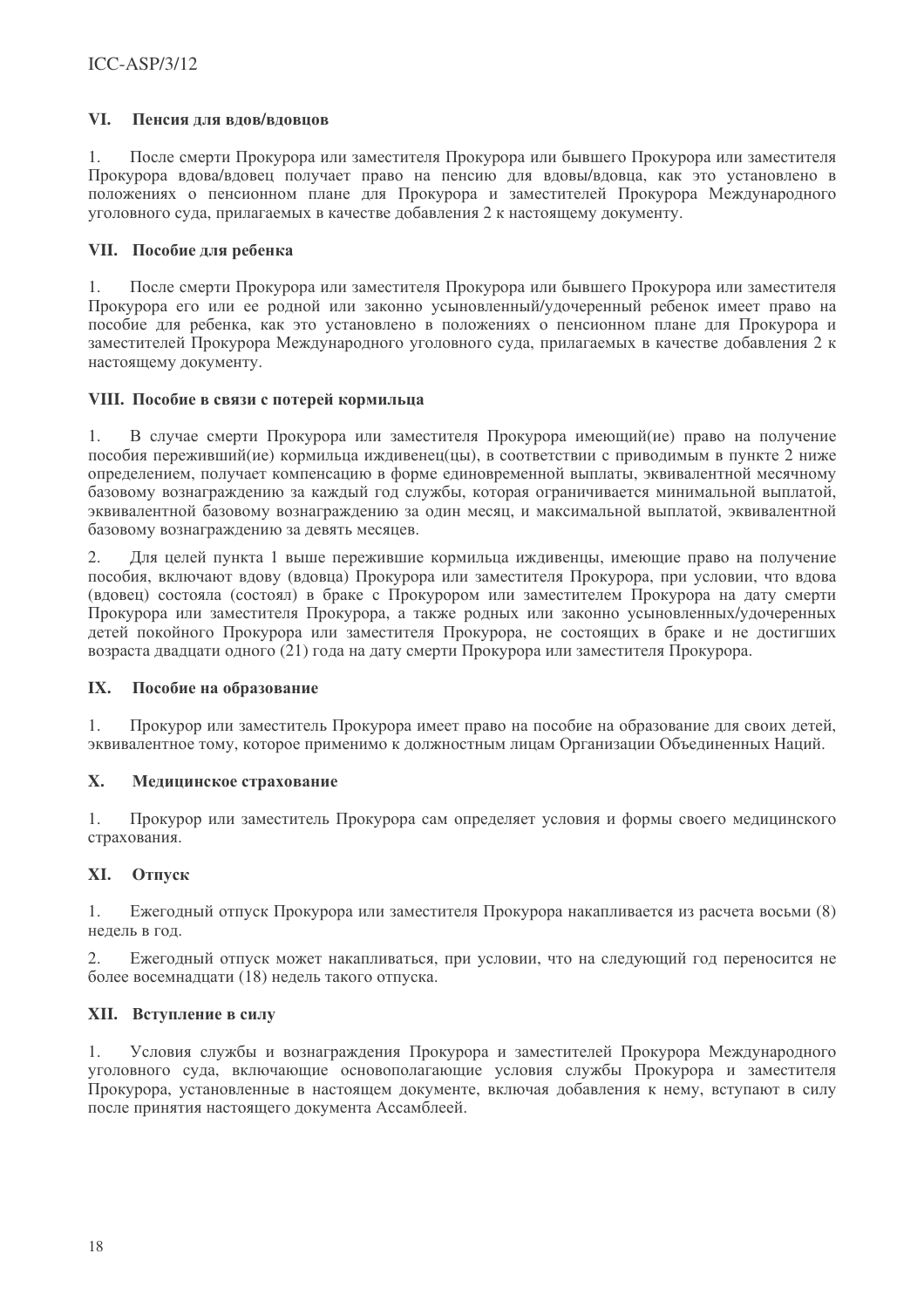## VI. Пенсия для вдов/вдовцов

1. После смерти Прокурора или заместителя Прокурора или бывшего Прокурора или заместителя Прокурора вдова/вдовец получает право на пенсию для вдовы/вдовца, как это установлено в положениях о пенсионном плане для Прокурора и заместителей Прокурора Международного уголовного суда, прилагаемых в качестве добавления 2 к настоящему документу.

## VII. Пособие для ребенка

1. После смерти Прокурора или заместителя Прокурора или бывшего Прокурора или заместителя Прокурора его или ее родной или законно усыновленный/удочеренный ребенок имеет право на пособие для ребенка, как это установлено в положениях о пенсионном плане для Прокурора и заместителей Прокурора Международного уголовного суда, прилагаемых в качестве добавления 2 к настоящему документу.

## VIII. Пособие в связи с потерей кормильца

1. В случае смерти Прокурора или заместителя Прокурора имеющий(ие) право на получение пособия переживший(ие) кормильца иждивенец(цы), в соответствии с приводимым в пункте 2 ниже определением, получает компенсацию в форме единовременной выплаты, эквивалентной месячному базовому вознаграждению за каждый год службы, которая ограничивается минимальной выплатой, эквивалентной базовому вознаграждению за один месяц, и максимальной выплатой, эквивалентной базовому вознаграждению за девять месяцев.

2. Для целей пункта 1 выше пережившие кормильца иждивенцы, имеющие право на получение пособия, включают вдову (вдовца) Прокурора или заместителя Прокурора, при условии, что вдова (вдовец) состояла (состоял) в браке с Прокурором или заместителем Прокурора на дату смерти Прокурора или заместителя Прокурора, а также родных или законно усыновленных/удочеренных детей покойного Прокурора или заместителя Прокурора, не состоящих в браке и не достигших возраста двадцати одного (21) года на дату смерти Прокурора или заместителя Прокурора.

## IX. Пособие на образование

1. Прокурор или заместитель Прокурора имеет право на пособие на образование для своих детей, эквивалентное тому, которое применимо к должностным лицам Организации Объединенных Наций.

## X. Медицинское страхование

1. Прокурор или заместитель Прокурора сам определяет условия и формы своего медицинского страхования.

## XI. Отпуск

1. Ежегодный отпуск Прокурора или заместителя Прокурора накапливается из расчета восьми (8) недель в год.

2. Ежегодный отпуск может накапливаться, при условии, что на следующий год переносится не более восемнадцати (18) недель такого отпуска.

## XII. Вступление в силу

1. Условия службы и вознаграждения Прокурора и заместителей Прокурора Международного уголовного суда, включающие основополагающие условия службы Прокурора и заместителя Прокурора, установленные в настоящем документе, включая добавления к нему, вступают в силу после принятия настоящего документа Ассамблеей.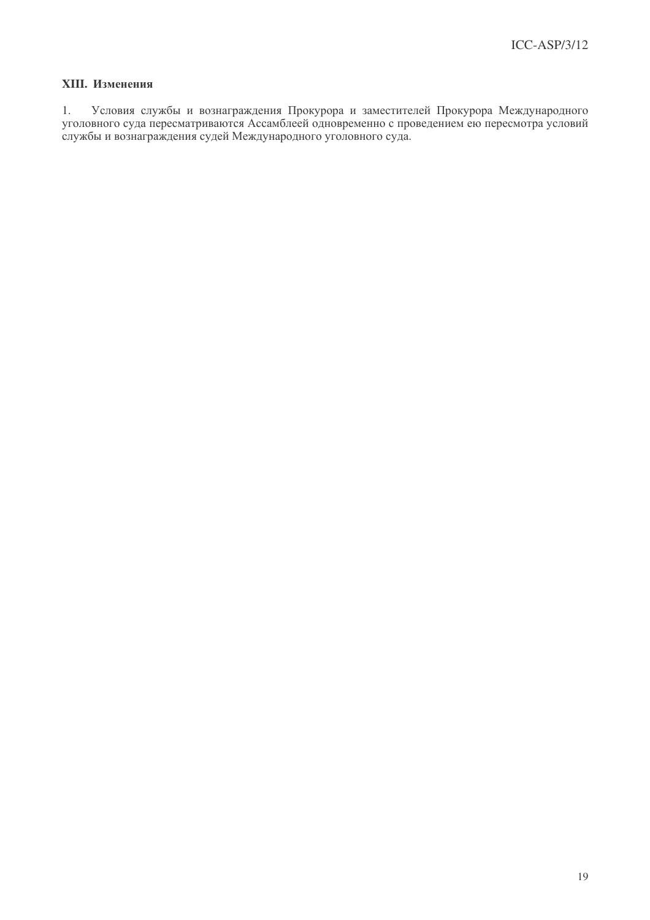## XIII. Изменения

1. Условия службы и вознаграждения Прокурора и заместителей Прокурора Международного уголовного суда пересматриваются Ассамблеей одновременно с проведением ею пересмотра условий службы и вознаграждения судей Международного уголовного суда.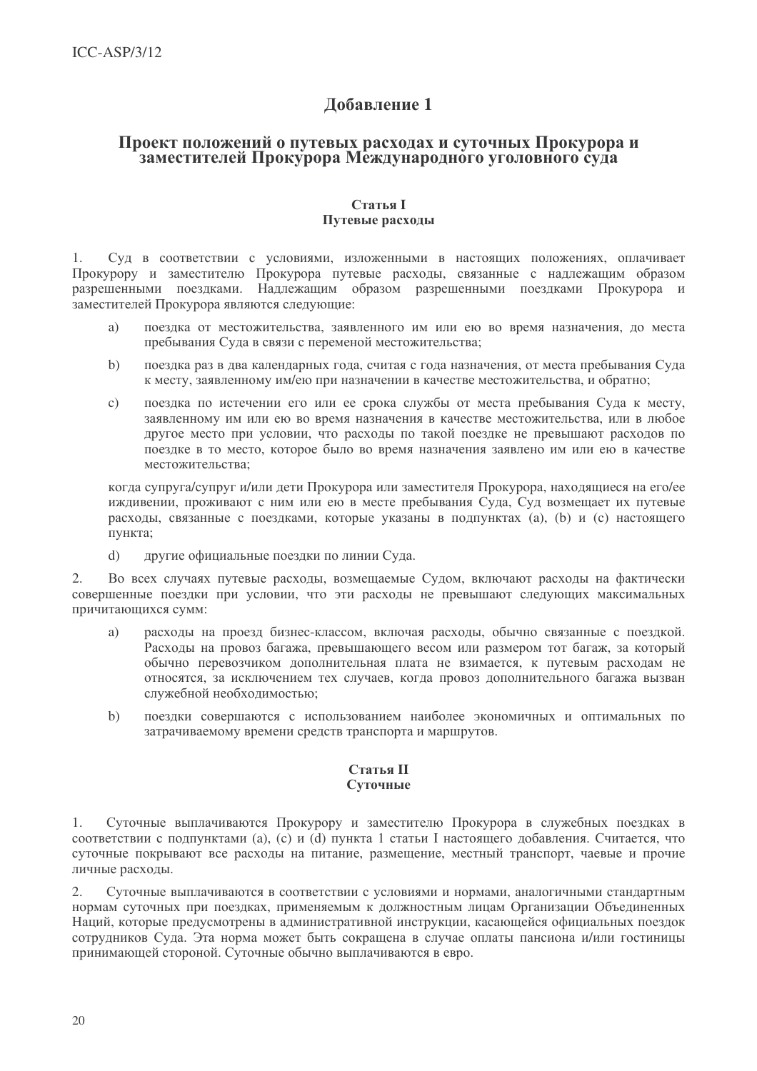## Добавление 1

## Проект положений о путевых расходах и суточных Прокурора и заместителей Прокурора Международного уголовного суда

### Статья I
### Путевые расходы

1. Суд в соответствии с условиями, изложенными в настоящих положениях, оплачивает Прокурору и заместителю Прокурора путевые расходы, связанные с надлежащим образом разрешенными поездками. Надлежащим образом разрешенными поездками Прокурора и заместителей Прокурора являются следующие:

   a) поездка от местожительства, заявленного им или ею во время назначения, до места пребывания Суда в связи с переменой местожительства;

   b) поездка раз в два календарных года, считая с года назначения, от места пребывания Суда к месту, заявленному им/ею при назначении в качестве местожительства, и обратно;

   c) поездка по истечении его или ее срока службы от места пребывания Суда к месту, заявленному им или ею во время назначения в качестве местожительства, или в любое другое место при условии, что расходы по такой поездке не превышают расходов по поездке в то место, которое было во время назначения заявлено им или ею в качестве местожительства;

   когда супруга/супруг и/или дети Прокурора или заместителя Прокурора, находящиеся на его/ее иждивении, проживают с ним или ею в месте пребывания Суда, Суд возмещает их путевые расходы, связанные с поездками, которые указаны в подпунктах (a), (b) и (c) настоящего пункта;

   d) другие официальные поездки по линии Суда.

2. Во всех случаях путевые расходы, возмещаемые Судом, включают расходы на фактически совершенные поездки при условии, что эти расходы не превышают следующих максимальных причитающихся сумм:

   a) расходы на проезд бизнес-классом, включая расходы, обычно связанные с поездкой. Расходы на провоз багажа, превышающего весом или размером тот багаж, за который обычно перевозчиком дополнительная плата не взимается, к путевым расходам не относятся, за исключением тех случаев, когда провоз дополнительного багажа вызван служебной необходимостью;

   b) поездки совершаются с использованием наиболее экономичных и оптимальных по затрачиваемому времени средств транспорта и маршрутов.

### Статья II
### Суточные

1. Суточные выплачиваются Прокурору и заместителю Прокурора в служебных поездках в соответствии с подпунктами (a), (c) и (d) пункта 1 статьи I настоящего добавления. Считается, что суточные покрывают все расходы на питание, размещение, местный транспорт, чаевые и прочие личные расходы.

2. Суточные выплачиваются в соответствии с условиями и нормами, аналогичными стандартным нормам суточных при поездках, применяемым к должностным лицам Организации Объединенных Наций, которые предусмотрены в административной инструкции, касающейся официальных поездок сотрудников Суда. Эта норма может быть сокращена в случае оплаты пансиона и/или гостиницы принимающей стороной. Суточные обычно выплачиваются в евро.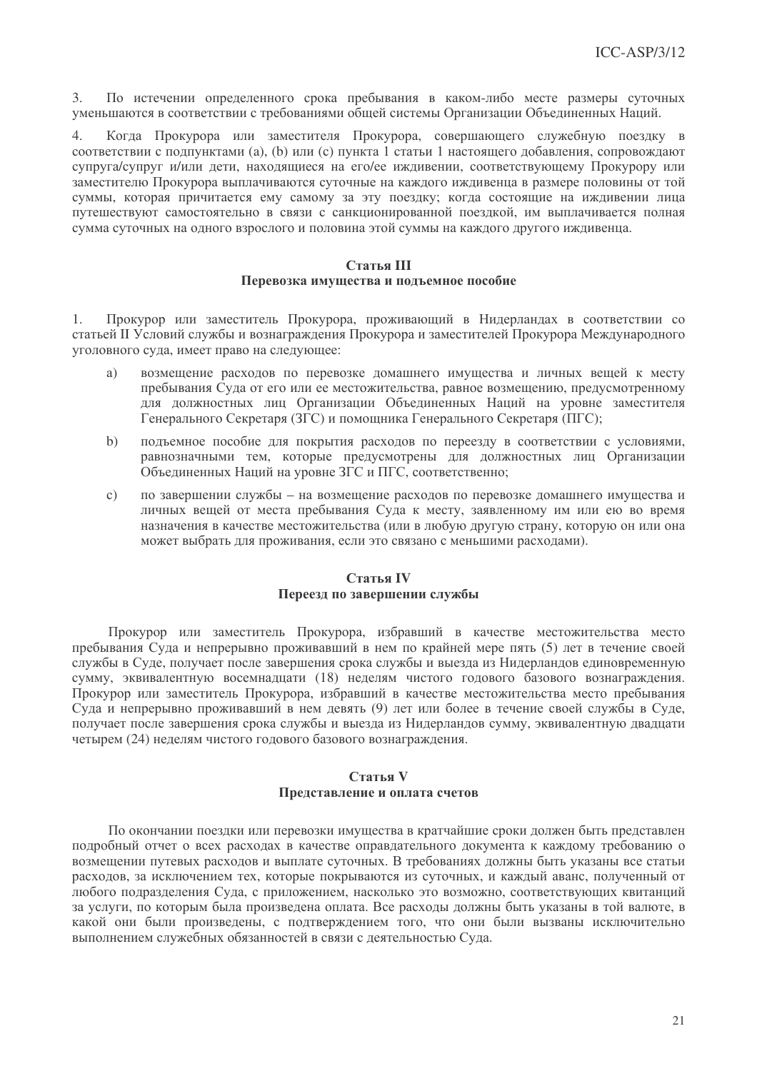3. По истечении определенного срока пребывания в каком-либо месте размеры суточных уменьшаются в соответствии с требованиями общей системы Организации Объединенных Наций.

4. Когда Прокурора или заместителя Прокурора, совершающего служебную поездку в соответствии с подпунктами (a), (b) или (c) пункта 1 статьи 1 настоящего добавления, сопровождают супруга/супруг и/или дети, находящиеся на его/ее иждивении, соответствующему Прокурору или заместителю Прокурора выплачиваются суточные на каждого иждивенца в размере половины от той суммы, которая причитается ему самому за эту поездку; когда состоящие на иждивении лица путешествуют самостоятельно в связи с санкционированной поездкой, им выплачивается полная сумма суточных на одного взрослого и половина этой суммы на каждого другого иждивенца.

## Статья III
## Перевозка имущества и подъемное пособие

1. Прокурор или заместитель Прокурора, проживающий в Нидерландах в соответствии со статьей II Условий службы и вознаграждения Прокурора и заместителей Прокурора Международного уголовного суда, имеет право на следующее:

   a) возмещение расходов по перевозке домашнего имущества и личных вещей к месту пребывания Суда от его или ее местожительства, равное возмещению, предусмотренному для должностных лиц Организации Объединенных Наций на уровне заместителя Генерального Секретаря (ЗГС) и помощника Генерального Секретаря (ПГС);

   b) подъемное пособие для покрытия расходов по переезду в соответствии с условиями, равнозначными тем, которые предусмотрены для должностных лиц Организации Объединенных Наций на уровне ЗГС и ПГС, соответственно;

   c) по завершении службы – на возмещение расходов по перевозке домашнего имущества и личных вещей от места пребывания Суда к месту, заявленному им или ею во время назначения в качестве местожительства (или в любую другую страну, которую он или она может выбрать для проживания, если это связано с меньшими расходами).

## Статья IV
## Переезд по завершении службы

Прокурор или заместитель Прокурора, избравший в качестве местожительства место пребывания Суда и непрерывно проживавший в нем по крайней мере пять (5) лет в течение своей службы в Суде, получает после завершения срока службы и выезда из Нидерландов единовременную сумму, эквивалентную восемнадцати (18) неделям чистого годового базового вознаграждения. Прокурор или заместитель Прокурора, избравший в качестве местожительства место пребывания Суда и непрерывно проживавший в нем девять (9) лет или более в течение своей службы в Суде, получает после завершения срока службы и выезда из Нидерландов сумму, эквивалентную двадцати четырем (24) неделям чистого годового базового вознаграждения.

## Статья V
## Представление и оплата счетов

По окончании поездки или перевозки имущества в кратчайшие сроки должен быть представлен подробный отчет о всех расходах в качестве оправдательного документа к каждому требованию о возмещении путевых расходов и выплате суточных. В требованиях должны быть указаны все статьи расходов, за исключением тех, которые покрываются из суточных, и каждый аванс, полученный от любого подразделения Суда, с приложением, насколько это возможно, соответствующих квитанций за услуги, по которым была произведена оплата. Все расходы должны быть указаны в той валюте, в какой они были произведены, с подтверждением того, что они были вызваны исключительно выполнением служебных обязанностей в связи с деятельностью Суда.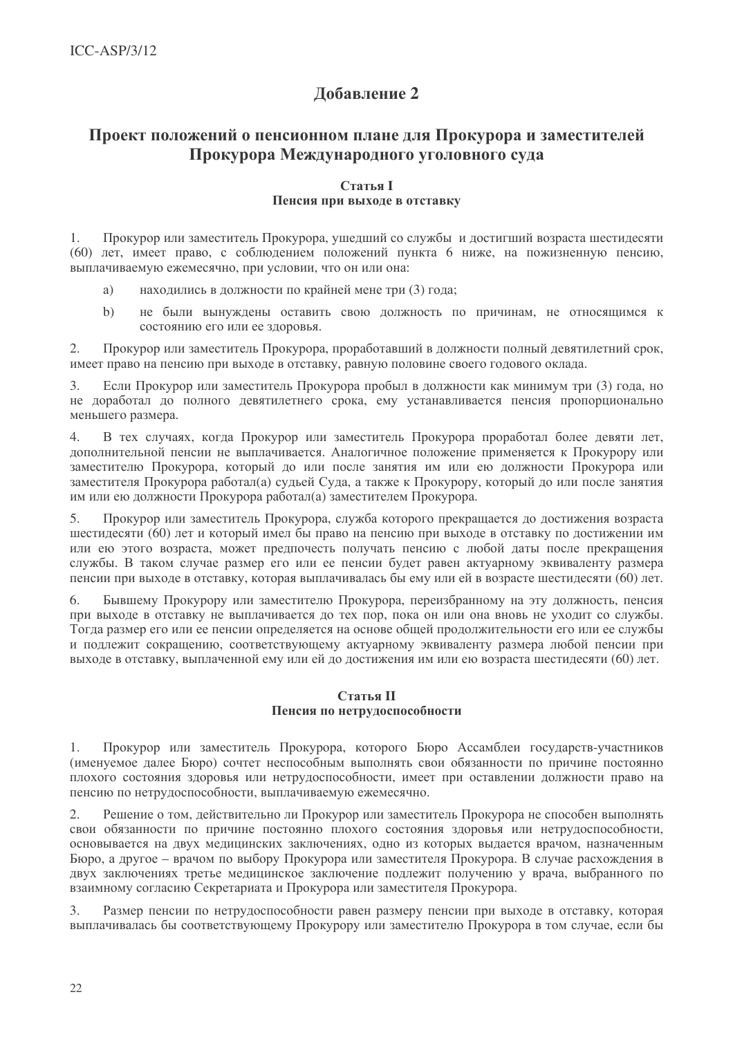## Добавление 2

## Проект положений о пенсионном плане для Прокурора и заместителей Прокурора Международного уголовного суда

### Статья I
### Пенсия при выходе в отставку

1. Прокурор или заместитель Прокурора, ушедший со службы и достигший возраста шестидесяти (60) лет, имеет право, с соблюдением положений пункта 6 ниже, на пожизненную пенсию, выплачиваемую ежемесячно, при условии, что он или она:

   a) находились в должности по крайней мене три (3) года;

   b) не были вынуждены оставить свою должность по причинам, не относящимся к состоянию его или ее здоровья.

2. Прокурор или заместитель Прокурора, проработавший в должности полный девятилетний срок, имеет право на пенсию при выходе в отставку, равную половине своего годового оклада.

3. Если Прокурор или заместитель Прокурора пробыл в должности как минимум три (3) года, но не доработал до полного девятилетнего срока, ему устанавливается пенсия пропорционально меньшего размера.

4. В тех случаях, когда Прокурор или заместитель Прокурора проработал более девяти лет, дополнительной пенсии не выплачивается. Аналогичное положение применяется к Прокурору или заместителю Прокурора, который до или после занятия им или ею должности Прокурора или заместителя Прокурора работал(а) судьей Суда, а также к Прокурору, который до или после занятия им или ею должности Прокурора работал(а) заместителем Прокурора.

5. Прокурор или заместитель Прокурора, служба которого прекращается до достижения возраста шестидесяти (60) лет и который имел бы право на пенсию при выходе в отставку по достижении им или ею этого возраста, может предпочесть получать пенсию с любой даты после прекращения службы. В таком случае размер его или ее пенсии будет равен актуарному эквиваленту размера пенсии при выходе в отставку, которая выплачивалась бы ему или ей в возрасте шестидесяти (60) лет.

6. Бывшему Прокурору или заместителю Прокурора, переизбранному на эту должность, пенсия при выходе в отставку не выплачивается до тех пор, пока он или она вновь не уходит со службы. Тогда размер его или ее пенсии определяется на основе общей продолжительности его или ее службы и подлежит сокращению, соответствующему актуарному эквиваленту размера любой пенсии при выходе в отставку, выплаченной ему или ей до достижения им или ею возраста шестидесяти (60) лет.

### Статья II
### Пенсия по нетрудоспособности

1. Прокурор или заместитель Прокурора, которого Бюро Ассамблеи государств-участников (именуемое далее Бюро) сочтет неспособным выполнять свои обязанности по причине постоянно плохого состояния здоровья или нетрудоспособности, имеет при оставлении должности право на пенсию по нетрудоспособности, выплачиваемую ежемесячно.

2. Решение о том, действительно ли Прокурор или заместитель Прокурора не способен выполнять свои обязанности по причине постоянно плохого состояния здоровья или нетрудоспособности, основывается на двух медицинских заключениях, одно из которых выдается врачом, назначенным Бюро, а другое – врачом по выбору Прокурора или заместителя Прокурора. В случае расхождения в двух заключениях третье медицинское заключение подлежит получению у врача, выбранного по взаимному согласию Секретариата и Прокурора или заместителя Прокурора.

3. Размер пенсии по нетрудоспособности равен размеру пенсии при выходе в отставку, которая выплачивалась бы соответствующему Прокурору или заместителю Прокурора в том случае, если бы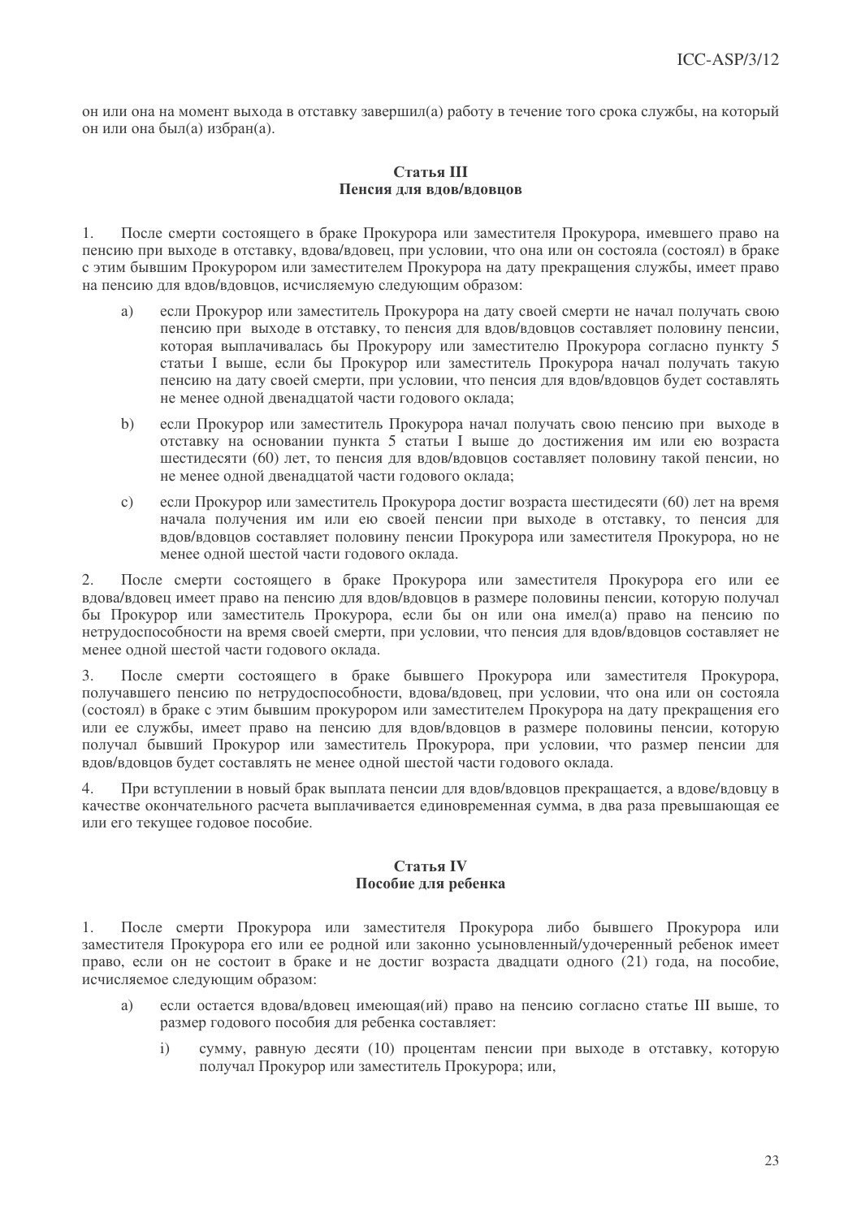он или она на момент выхода в отставку завершил(а) работу в течение того срока службы, на который он или она был(а) избран(а).

### Статья III
### Пенсия для вдов/вдовцов

1. После смерти состоящего в браке Прокурора или заместителя Прокурора, имевшего право на пенсию при выходе в отставку, вдова/вдовец, при условии, что она или он состояла (состоял) в браке с этим бывшим Прокурором или заместителем Прокурора на дату прекращения службы, имеет право на пенсию для вдов/вдовцов, исчисляемую следующим образом:

   a) если Прокурор или заместитель Прокурора на дату своей смерти не начал получать свою пенсию при выходе в отставку, то пенсия для вдов/вдовцов составляет половину пенсии, которая выплачивалась бы Прокурору или заместителю Прокурора согласно пункту 5 статьи I выше, если бы Прокурор или заместитель Прокурора начал получать такую пенсию на дату своей смерти, при условии, что пенсия для вдов/вдовцов будет составлять не менее одной двенадцатой части годового оклада;

   b) если Прокурор или заместитель Прокурора начал получать свою пенсию при выходе в отставку на основании пункта 5 статьи I выше до достижения им или ею возраста шестидесяти (60) лет, то пенсия для вдов/вдовцов составляет половину такой пенсии, но не менее одной двенадцатой части годового оклада;

   c) если Прокурор или заместитель Прокурора достиг возраста шестидесяти (60) лет на время начала получения им или ею своей пенсии при выходе в отставку, то пенсия для вдов/вдовцов составляет половину пенсии Прокурора или заместителя Прокурора, но не менее одной шестой части годового оклада.

2. После смерти состоящего в браке Прокурора или заместителя Прокурора его или ее вдова/вдовец имеет право на пенсию для вдов/вдовцов в размере половины пенсии, которую получал бы Прокурор или заместитель Прокурора, если бы он или она имел(а) право на пенсию по нетрудоспособности на время своей смерти, при условии, что пенсия для вдов/вдовцов составляет не менее одной шестой части годового оклада.

3. После смерти состоящего в браке бывшего Прокурора или заместителя Прокурора, получавшего пенсию по нетрудоспособности, вдова/вдовец, при условии, что она или он состояла (состоял) в браке с этим бывшим прокурором или заместителем Прокурора на дату прекращения его или ее службы, имеет право на пенсию для вдов/вдовцов в размере половины пенсии, которую получал бывший Прокурор или заместитель Прокурора, при условии, что размер пенсии для вдов/вдовцов будет составлять не менее одной шестой части годового оклада.

4. При вступлении в новый брак выплата пенсии для вдов/вдовцов прекращается, а вдове/вдовцу в качестве окончательного расчета выплачивается единовременная сумма, в два раза превышающая ее или его текущее годовое пособие.

### Статья IV
### Пособие для ребенка

1. После смерти Прокурора или заместителя Прокурора либо бывшего Прокурора или заместителя Прокурора его или ее родной или законно усыновленный/удочеренный ребенок имеет право, если он не состоит в браке и не достиг возраста двадцати одного (21) года, на пособие, исчисляемое следующим образом:

   a) если остается вдова/вдовец имеющая(ий) право на пенсию согласно статье III выше, то размер годового пособия для ребенка составляет:

      i) сумму, равную десяти (10) процентам пенсии при выходе в отставку, которую получал Прокурор или заместитель Прокурора; или,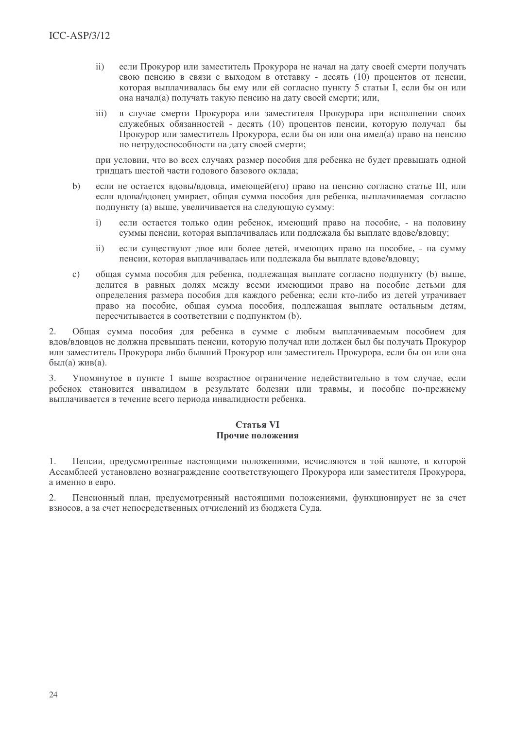ii) если Прокурор или заместитель Прокурора не начал на дату своей смерти получать свою пенсию в связи с выходом в отставку - десять (10) процентов от пенсии, которая выплачивалась бы ему или ей согласно пункту 5 статьи I, если бы он или она начал(а) получать такую пенсию на дату своей смерти; или,

iii) в случае смерти Прокурора или заместителя Прокурора при исполнении своих служебных обязанностей - десять (10) процентов пенсии, которую получал бы Прокурор или заместитель Прокурора, если бы он или она имел(а) право на пенсию по нетрудоспособности на дату своей смерти;

при условии, что во всех случаях размер пособия для ребенка не будет превышать одной тридцать шестой части годового базового оклада;

b) если не остается вдовы/вдовца, имеющей(его) право на пенсию согласно статье III, или если вдова/вдовец умирает, общая сумма пособия для ребенка, выплачиваемая согласно подпункту (а) выше, увеличивается на следующую сумму:

   i) если остается только один ребенок, имеющий право на пособие, - на половину суммы пенсии, которая выплачивалась или подлежала бы выплате вдове/вдовцу;

   ii) если существуют двое или более детей, имеющих право на пособие, - на сумму пенсии, которая выплачивалась или подлежала бы выплате вдове/вдовцу;

c) общая сумма пособия для ребенка, подлежащая выплате согласно подпункту (b) выше, делится в равных долях между всеми имеющими право на пособие детьми для определения размера пособия для каждого ребенка; если кто-либо из детей утрачивает право на пособие, общая сумма пособия, подлежащая выплате остальным детям, пересчитывается в соответствии с подпунктом (b).

2. Общая сумма пособия для ребенка в сумме с любым выплачиваемым пособием для вдов/вдовцов не должна превышать пенсии, которую получал или должен был бы получать Прокурор или заместитель Прокурора либо бывший Прокурор или заместитель Прокурора, если бы он или она был(а) жив(а).

3. Упомянутое в пункте 1 выше возрастное ограничение недействительно в том случае, если ребенок становится инвалидом в результате болезни или травмы, и пособие по-прежнему выплачивается в течение всего периода инвалидности ребенка.

### Статья VI
### Прочие положения

1. Пенсии, предусмотренные настоящими положениями, исчисляются в той валюте, в которой Ассамблеей установлено вознаграждение соответствующего Прокурора или заместителя Прокурора, а именно в евро.

2. Пенсионный план, предусмотренный настоящими положениями, функционирует не за счет взносов, а за счет непосредственных отчислений из бюджета Суда.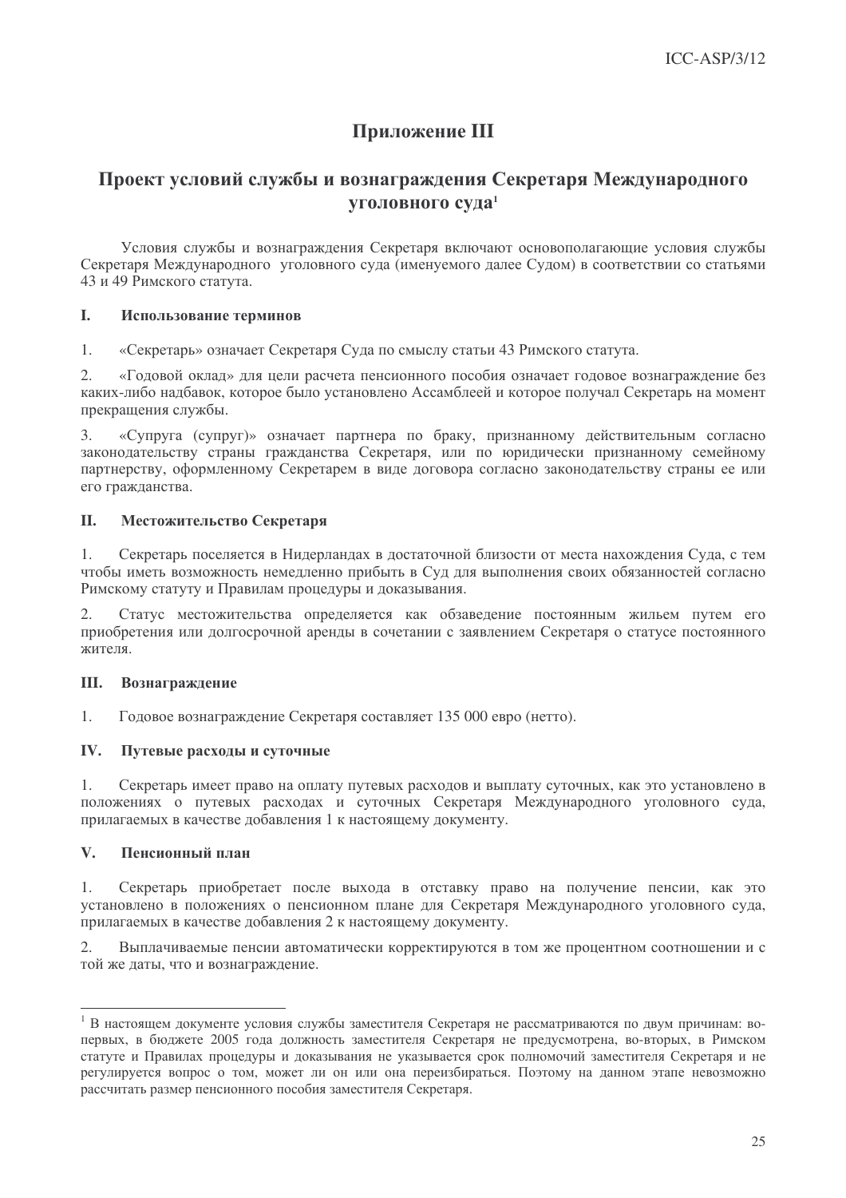# Приложение III

## Проект условий службы и вознаграждения Секретаря Международного уголовного суда[1]

Условия службы и вознаграждения Секретаря включают основополагающие условия службы Секретаря Международного  уголовного суда (именуемого далее Судом) в соответствии со статьями 43 и 49 Римского статута.

### I. Использование терминов

1. «Секретарь» означает Секретаря Суда по смыслу статьи 43 Римского статута.

2. «Годовой оклад» для цели расчета пенсионного пособия означает годовое вознаграждение без каких-либо надбавок, которое было установлено Ассамблеей и которое получал Секретарь на момент прекращения службы.

3. «Супруга (супруг)» означает партнера по браку, признанному действительным согласно законодательству страны гражданства Секретаря, или по юридически признанному семейному партнерству, оформленному Секретарем в виде договора согласно законодательству страны ее или его гражданства.

### II. Местожительство Секретаря

1. Секретарь поселяется в Нидерландах в достаточной близости от места нахождения Суда, с тем чтобы иметь возможность немедленно прибыть в Суд для выполнения своих обязанностей согласно Римскому статуту и Правилам процедуры и доказывания.

2. Статус местожительства определяется как обзаведение постоянным жильем путем его приобретения или долгосрочной аренды в сочетании с заявлением Секретаря о статусе постоянного жителя.

### III. Вознаграждение

1. Годовое вознаграждение Секретаря составляет 135 000 евро (нетто).

### IV. Путевые расходы и суточные

1. Секретарь имеет право на оплату путевых расходов и выплату суточных, как это установлено в положениях о путевых расходах и суточных Секретаря Международного уголовного суда, прилагаемых в качестве добавления 1 к настоящему документу.

### V. Пенсионный план

1. Секретарь приобретает после выхода в отставку право на получение пенсии, как это установлено в положениях о пенсионном плане для Секретаря Международного уголовного суда, прилагаемых в качестве добавления 2 к настоящему документу.

2. Выплачиваемые пенсии автоматически корректируются в том же процентном соотношении и с той же даты, что и вознаграждение.

---

[1] В настоящем документе условия службы заместителя Секретаря не рассматриваются по двум причинам: во-первых, в бюджете 2005 года должность заместителя Секретаря не предусмотрена, во-вторых, в Римском статуте и Правилах процедуры и доказывания не указывается срок полномочий заместителя Секретаря и не регулируется вопрос о том, может ли он или она переизбираться. Поэтому на данном этапе невозможно рассчитать размер пенсионного пособия заместителя Секретаря.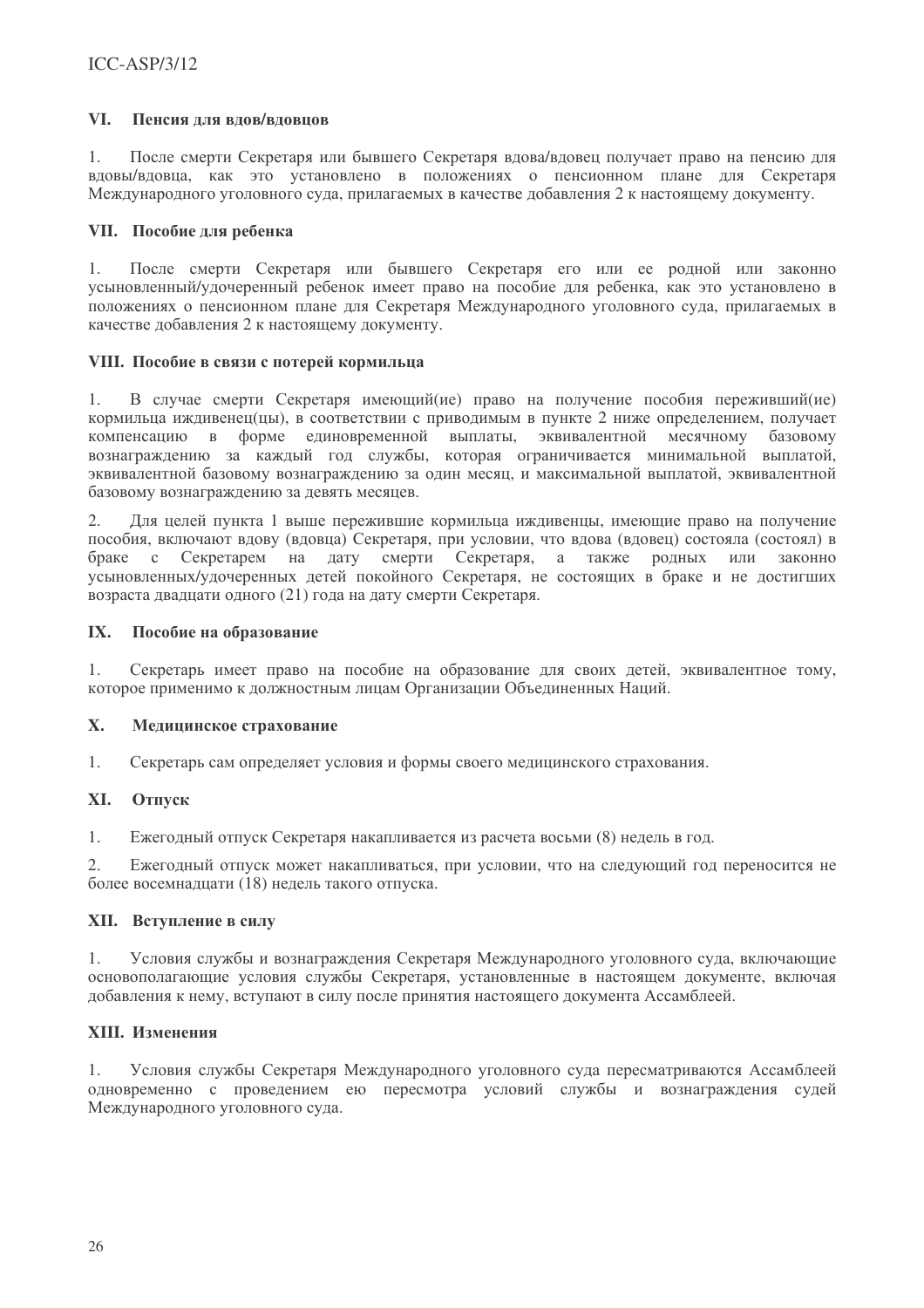## VI. Пенсия для вдов/вдовцов

1. После смерти Секретаря или бывшего Секретаря вдова/вдовец получает право на пенсию для вдовы/вдовца, как это установлено в положениях о пенсионном плане для Секретаря Международного уголовного суда, прилагаемых в качестве добавления 2 к настоящему документу.

## VII. Пособие для ребенка

1. После смерти Секретаря или бывшего Секретаря его или ее родной или законно усыновленный/удочеренный ребенок имеет право на пособие для ребенка, как это установлено в положениях о пенсионном плане для Секретаря Международного уголовного суда, прилагаемых в качестве добавления 2 к настоящему документу.

## VIII. Пособие в связи с потерей кормильца

1. В случае смерти Секретаря имеющий(ие) право на получение пособия переживший(ие) кормильца иждивенец(цы), в соответствии с приводимым в пункте 2 ниже определением, получает компенсацию в форме единовременной выплаты, эквивалентной месячному базовому вознаграждению за каждый год службы, которая ограничивается минимальной выплатой, эквивалентной базовому вознаграждению за один месяц, и максимальной выплатой, эквивалентной базовому вознаграждению за девять месяцев.

2. Для целей пункта 1 выше пережившие кормильца иждивенцы, имеющие право на получение пособия, включают вдову (вдовца) Секретаря, при условии, что вдова (вдовец) состояла (состоял) в браке с Секретарем на дату смерти Секретаря, а также родных или законно усыновленных/удочеренных детей покойного Секретаря, не состоящих в браке и не достигших возраста двадцати одного (21) года на дату смерти Секретаря.

## IX. Пособие на образование

1. Секретарь имеет право на пособие на образование для своих детей, эквивалентное тому, которое применимо к должностным лицам Организации Объединенных Наций.

## X. Медицинское страхование

1. Секретарь сам определяет условия и формы своего медицинского страхования.

## XI. Отпуск

1. Ежегодный отпуск Секретаря накапливается из расчета восьми (8) недель в год.

2. Ежегодный отпуск может накапливаться, при условии, что на следующий год переносится не более восемнадцати (18) недель такого отпуска.

## XII. Вступление в силу

1. Условия службы и вознаграждения Секретаря Международного уголовного суда, включающие основополагающие условия службы Секретаря, установленные в настоящем документе, включая добавления к нему, вступают в силу после принятия настоящего документа Ассамблеей.

## XIII. Изменения

1. Условия службы Секретаря Международного уголовного суда пересматриваются Ассамблеей одновременно с проведением ею пересмотра условий службы и вознаграждения судей Международного уголовного суда.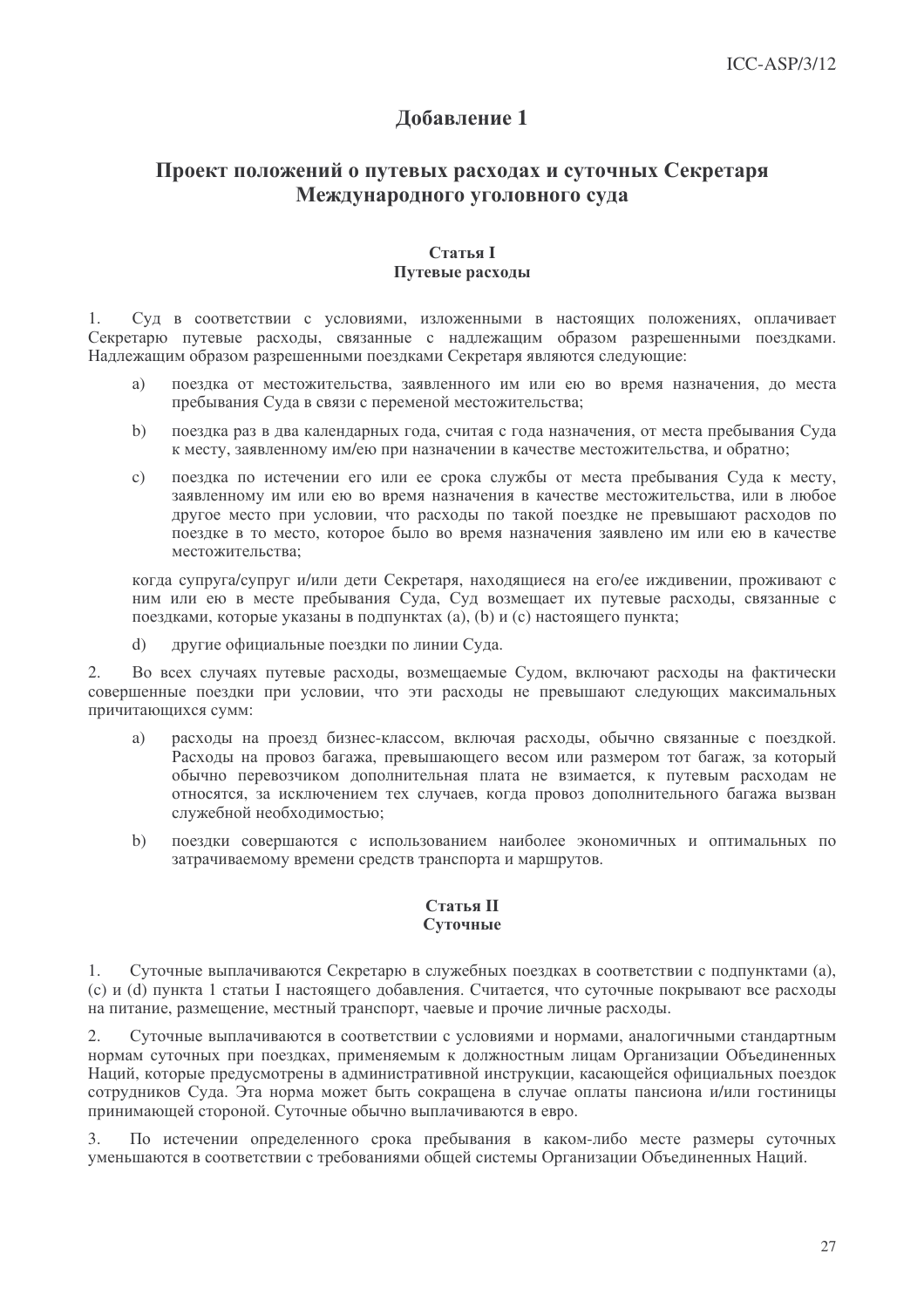## Добавление 1

## Проект положений о путевых расходах и суточных Секретаря Международного уголовного суда

### Статья I
### Путевые расходы

1. Суд в соответствии с условиями, изложенными в настоящих положениях, оплачивает Секретарю путевые расходы, связанные с надлежащим образом разрешенными поездками. Надлежащим образом разрешенными поездками Секретаря являются следующие:

   a) поездка от местожительства, заявленного им или ею во время назначения, до места пребывания Суда в связи с переменой местожительства;

   b) поездка раз в два календарных года, считая с года назначения, от места пребывания Суда к месту, заявленному им/ею при назначении в качестве местожительства, и обратно;

   c) поездка по истечении его или ее срока службы от места пребывания Суда к месту, заявленному им или ею во время назначения в качестве местожительства, или в любое другое место при условии, что расходы по такой поездке не превышают расходов по поездке в то место, которое было во время назначения заявлено им или ею в качестве местожительства;

   когда супруга/супруг и/или дети Секретаря, находящиеся на его/ее иждивении, проживают с ним или ею в месте пребывания Суда, Суд возмещает их путевые расходы, связанные с поездками, которые указаны в подпунктах (a), (b) и (c) настоящего пункта;

   d) другие официальные поездки по линии Суда.

2. Во всех случаях путевые расходы, возмещаемые Судом, включают расходы на фактически совершенные поездки при условии, что эти расходы не превышают следующих максимальных причитающихся сумм:

   a) расходы на проезд бизнес-классом, включая расходы, обычно связанные с поездкой. Расходы на провоз багажа, превышающего весом или размером тот багаж, за который обычно перевозчиком дополнительная плата не взимается, к путевым расходам не относятся, за исключением тех случаев, когда провоз дополнительного багажа вызван служебной необходимостью;

   b) поездки совершаются с использованием наиболее экономичных и оптимальных по затрачиваемому времени средств транспорта и маршрутов.

### Статья II
### Суточные

1. Суточные выплачиваются Секретарю в служебных поездках в соответствии с подпунктами (a), (c) и (d) пункта 1 статьи I настоящего добавления. Считается, что суточные покрывают все расходы на питание, размещение, местный транспорт, чаевые и прочие личные расходы.

2. Суточные выплачиваются в соответствии с условиями и нормами, аналогичными стандартным нормам суточных при поездках, применяемым к должностным лицам Организации Объединенных Наций, которые предусмотрены в административной инструкции, касающейся официальных поездок сотрудников Суда. Эта норма может быть сокращена в случае оплаты пансиона и/или гостиницы принимающей стороной. Суточные обычно выплачиваются в евро.

3. По истечении определенного срока пребывания в каком-либо месте размеры суточных уменьшаются в соответствии с требованиями общей системы Организации Объединенных Наций.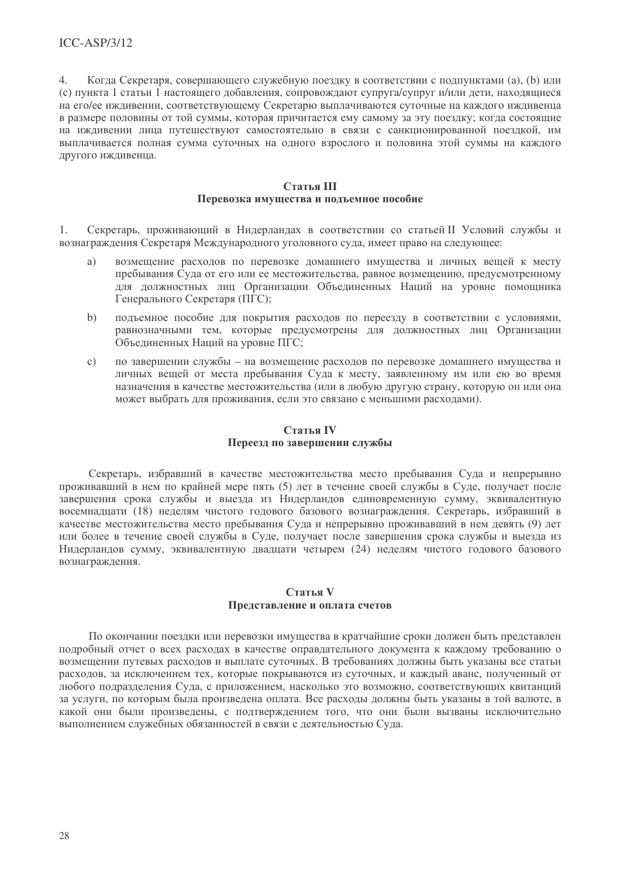4. Когда Секретаря, совершающего служебную поездку в соответствии с подпунктами (a), (b) или (c) пункта 1 статьи 1 настоящего добавления, сопровождают супруга/супруг и/или дети, находящиеся на его/ее иждивении, соответствующему Секретарю выплачиваются суточные на каждого иждивенца в размере половины от той суммы, которая причитается ему самому за эту поездку; когда состоящие на иждивении лица путешествуют самостоятельно в связи с санкционированной поездкой, им выплачивается полная сумма суточных на одного взрослого и половина этой суммы на каждого другого иждивенца.

### Статья III
### Перевозка имущества и подъемное пособие

1. Секретарь, проживающий в Нидерландах в соответствии со статьей II Условий службы и вознаграждения Секретаря Международного уголовного суда, имеет право на следующее:

a) возмещение расходов по перевозке домашнего имущества и личных вещей к месту пребывания Суда от его или ее местожительства, равное возмещению, предусмотренному для должностных лиц Организации Объединенных Наций на уровне помощника Генерального Секретаря (ПГС);

b) подъемное пособие для покрытия расходов по переезду в соответствии с условиями, равнозначными тем, которые предусмотрены для должностных лиц Организации Объединенных Наций на уровне ПГС;

c) по завершении службы – на возмещение расходов по перевозке домашнего имущества и личных вещей от места пребывания Суда к месту, заявленному им или ею во время назначения в качестве местожительства (или в любую другую страну, которую он или она может выбрать для проживания, если это связано с меньшими расходами).

### Статья IV
### Переезд по завершении службы

Секретарь, избравший в качестве местожительства место пребывания Суда и непрерывно проживавший в нем по крайней мере пять (5) лет в течение своей службы в Суде, получает после завершения срока службы и выезда из Нидерландов единовременную сумму, эквивалентную восемнадцати (18) неделям чистого годового базового вознаграждения. Секретарь, избравший в качестве местожительства место пребывания Суда и непрерывно проживавший в нем девять (9) лет или более в течение своей службы в Суде, получает после завершения срока службы и выезда из Нидерландов сумму, эквивалентную двадцати четырем (24) неделям чистого годового базового вознаграждения.

### Статья V
### Представление и оплата счетов

По окончании поездки или перевозки имущества в кратчайшие сроки должен быть представлен подробный отчет о всех расходах в качестве оправдательного документа к каждому требованию о возмещении путевых расходов и выплате суточных. В требованиях должны быть указаны все статьи расходов, за исключением тех, которые покрываются из суточных, и каждый аванс, полученный от любого подразделения Суда, с приложением, насколько это возможно, соответствующих квитанций за услуги, по которым была произведена оплата. Все расходы должны быть указаны в той валюте, в какой они были произведены, с подтверждением того, что они были вызваны исключительно выполнением служебных обязанностей в связи с деятельностью Суда.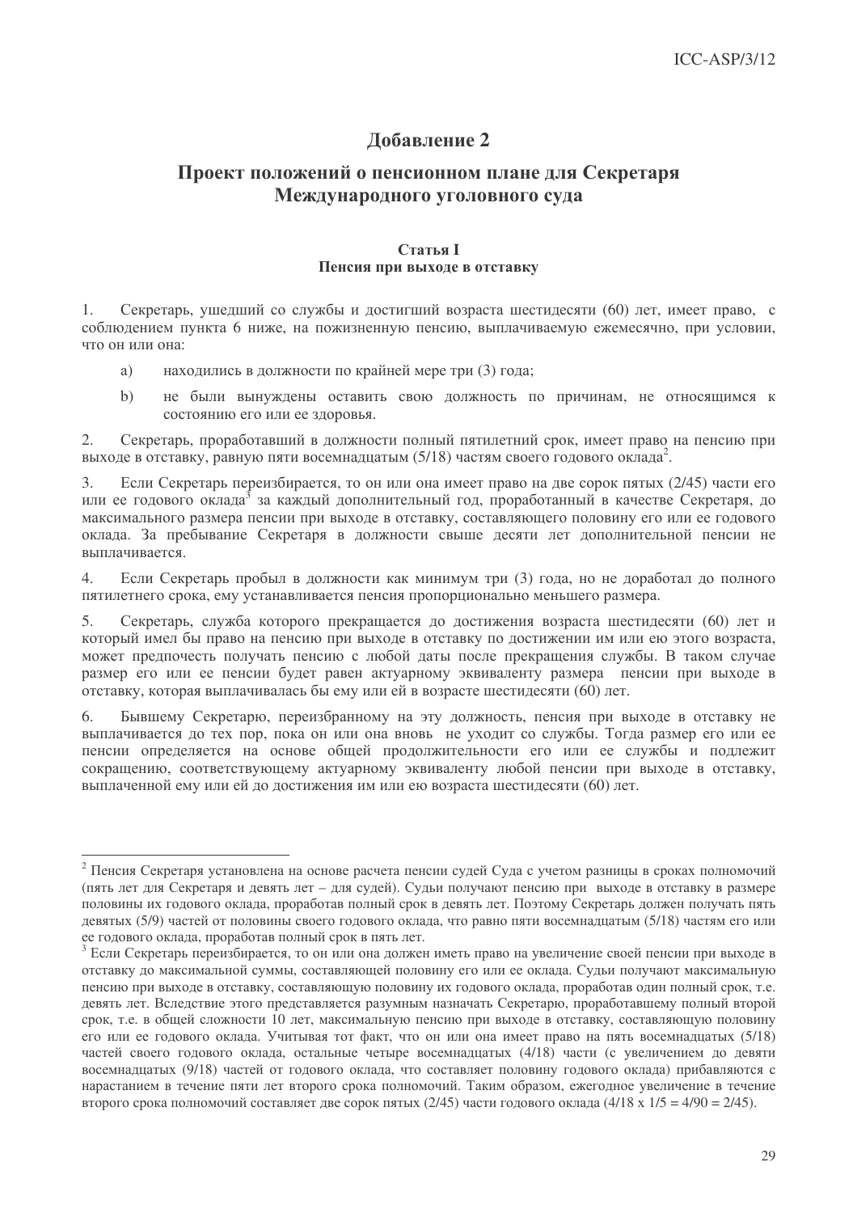## Добавление 2

## Проект положений о пенсионном плане для Секретаря Международного уголовного суда

### Статья I
### Пенсия при выходе в отставку

1. Секретарь, ушедший со службы и достигший возраста шестидесяти (60) лет, имеет право, с соблюдением пункта 6 ниже, на пожизненную пенсию, выплачиваемую ежемесячно, при условии, что он или она:

   a) находились в должности по крайней мере три (3) года;

   b) не были вынуждены оставить свою должность по причинам, не относящимся к состоянию его или ее здоровья.

2. Секретарь, проработавший в должности полный пятилетний срок, имеет право на пенсию при выходе в отставку, равную пяти восемнадцатым (5/18) частям своего годового оклада[2].

3. Если Секретарь переизбирается, то он или она имеет право на две сорок пятых (2/45) части его или ее годового оклада[3] за каждый дополнительный год, проработанный в качестве Секретаря, до максимального размера пенсии при выходе в отставку, составляющего половину его или ее годового оклада. За пребывание Секретаря в должности свыше десяти лет дополнительной пенсии не выплачивается.

4. Если Секретарь пробыл в должности как минимум три (3) года, но не доработал до полного пятилетнего срока, ему устанавливается пенсия пропорционально меньшего размера.

5. Секретарь, служба которого прекращается до достижения возраста шестидесяти (60) лет и который имел бы право на пенсию при выходе в отставку по достижении им или ею этого возраста, может предпочесть получать пенсию с любой даты после прекращения службы. В таком случае размер его или ее пенсии будет равен актуарному эквиваленту размера пенсии при выходе в отставку, которая выплачивалась бы ему или ей в возрасте шестидесяти (60) лет.

6. Бывшему Секретарю, переизбранному на эту должность, пенсия при выходе в отставку не выплачивается до тех пор, пока он или она вновь не уходит со службы. Тогда размер его или ее пенсии определяется на основе общей продолжительности его или ее службы и подлежит сокращению, соответствующему актуарному эквиваленту любой пенсии при выходе в отставку, выплаченной ему или ей до достижения им или ею возраста шестидесяти (60) лет.

---

[2] Пенсия Секретаря установлена на основе расчета пенсии судей Суда с учетом разницы в сроках полномочий (пять лет для Секретаря и девять лет – для судей). Судьи получают пенсию при выходе в отставку в размере половины их годового оклада, проработав полный срок в девять лет. Поэтому Секретарь должен получать пять девятых (5/9) частей от половины своего годового оклада, что равно пяти восемнадцатым (5/18) частям его или ее годового оклада, проработав полный срок в пять лет.

[3] Если Секретарь переизбирается, то он или она должен иметь право на увеличение своей пенсии при выходе в отставку до максимальной суммы, составляющей половину его или ее оклада. Судьи получают максимальную пенсию при выходе в отставку, составляющую половину их годового оклада, проработав один полный срок, т.е. девять лет. Вследствие этого представляется разумным назначать Секретарю, проработавшему полный второй срок, т.е. в общей сложности 10 лет, максимальную пенсию при выходе в отставку, составляющую половину его или ее годового оклада. Учитывая тот факт, что он или она имеет право на пять восемнадцатых (5/18) частей своего годового оклада, остальные четыре восемнадцатых (4/18) части (с увеличением до девяти восемнадцатых (9/18) частей от годового оклада, что составляет половину годового оклада) прибавляются с нарастанием в течение пяти лет второго срока полномочий. Таким образом, ежегодное увеличение в течение второго срока полномочий составляет две сорок пятых (2/45) части годового оклада ($4/18 \times 1/5 = 4/90 = 2/45$).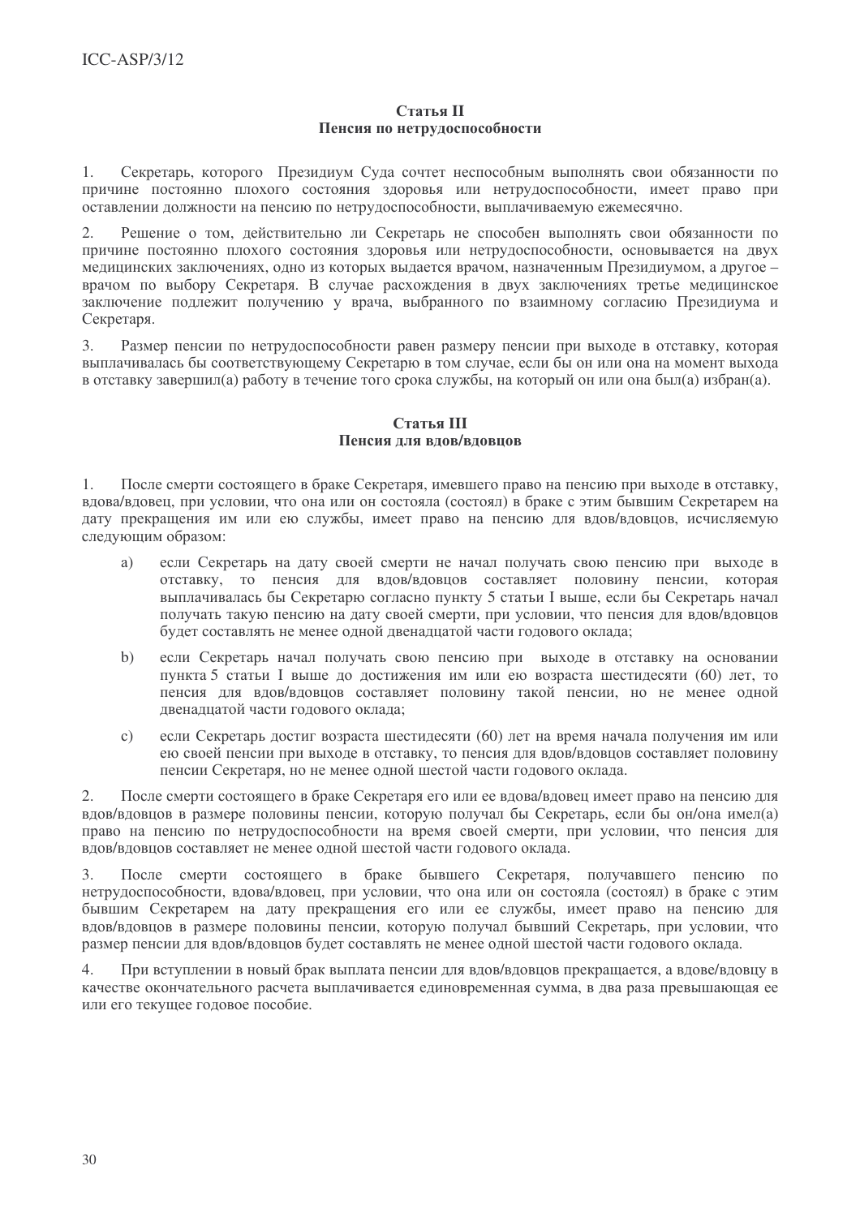### Статья II
### Пенсия по нетрудоспособности

1. Секретарь, которого Президиум Суда сочтет неспособным выполнять свои обязанности по причине постоянно плохого состояния здоровья или нетрудоспособности, имеет право при оставлении должности на пенсию по нетрудоспособности, выплачиваемую ежемесячно.

2. Решение о том, действительно ли Секретарь не способен выполнять свои обязанности по причине постоянно плохого состояния здоровья или нетрудоспособности, основывается на двух медицинских заключениях, одно из которых выдается врачом, назначенным Президиумом, а другое – врачом по выбору Секретаря. В случае расхождения в двух заключениях третье медицинское заключение подлежит получению у врача, выбранного по взаимному согласию Президиума и Секретаря.

3. Размер пенсии по нетрудоспособности равен размеру пенсии при выходе в отставку, которая выплачивалась бы соответствующему Секретарю в том случае, если бы он или она на момент выхода в отставку завершил(а) работу в течение того срока службы, на который он или она был(а) избран(а).

### Статья III
### Пенсия для вдов/вдовцов

1. После смерти состоящего в браке Секретаря, имевшего право на пенсию при выходе в отставку, вдова/вдовец, при условии, что она или он состояла (состоял) в браке с этим бывшим Секретарем на дату прекращения им или ею службы, имеет право на пенсию для вдов/вдовцов, исчисляемую следующим образом:

   a) если Секретарь на дату своей смерти не начал получать свою пенсию при выходе в отставку, то пенсия для вдов/вдовцов составляет половину пенсии, которая выплачивалась бы Секретарю согласно пункту 5 статьи I выше, если бы Секретарь начал получать такую пенсию на дату своей смерти, при условии, что пенсия для вдов/вдовцов будет составлять не менее одной двенадцатой части годового оклада;

   b) если Секретарь начал получать свою пенсию при выходе в отставку на основании пункта 5 статьи I выше до достижения им или ею возраста шестидесяти (60) лет, то пенсия для вдов/вдовцов составляет половину такой пенсии, но не менее одной двенадцатой части годового оклада;

   c) если Секретарь достиг возраста шестидесяти (60) лет на время начала получения им или ею своей пенсии при выходе в отставку, то пенсия для вдов/вдовцов составляет половину пенсии Секретаря, но не менее одной шестой части годового оклада.

2. После смерти состоящего в браке Секретаря его или ее вдова/вдовец имеет право на пенсию для вдов/вдовцов в размере половины пенсии, которую получал бы Секретарь, если бы он/она имел(а) право на пенсию по нетрудоспособности на время своей смерти, при условии, что пенсия для вдов/вдовцов составляет не менее одной шестой части годового оклада.

3. После смерти состоящего в браке бывшего Секретаря, получавшего пенсию по нетрудоспособности, вдова/вдовец, при условии, что она или он состояла (состоял) в браке с этим бывшим Секретарем на дату прекращения его или ее службы, имеет право на пенсию для вдов/вдовцов в размере половины пенсии, которую получал бывший Секретарь, при условии, что размер пенсии для вдов/вдовцов будет составлять не менее одной шестой части годового оклада.

4. При вступлении в новый брак выплата пенсии для вдов/вдовцов прекращается, а вдове/вдовцу в качестве окончательного расчета выплачивается единовременная сумма, в два раза превышающая ее или его текущее годовое пособие.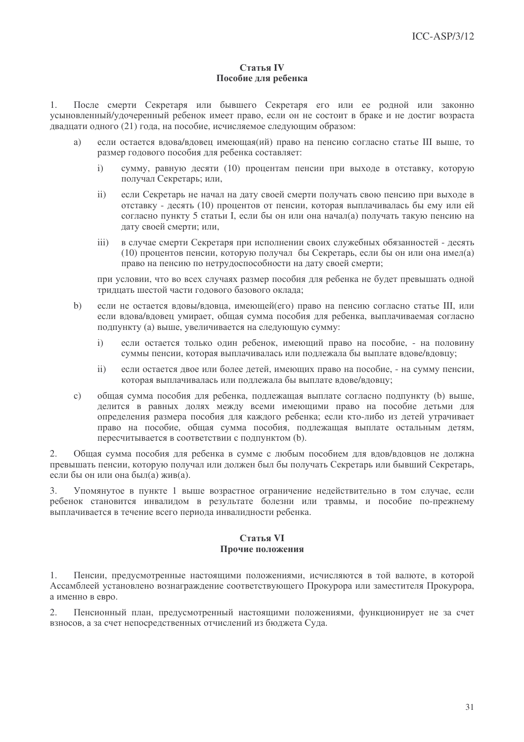### Статья IV
### Пособие для ребенка

1. После смерти Секретаря или бывшего Секретаря его или ее родной или законно усыновленный/удочеренный ребенок имеет право, если он не состоит в браке и не достиг возраста двадцати одного (21) года, на пособие, исчисляемое следующим образом:

   a) если остается вдова/вдовец имеющая(ий) право на пенсию согласно статье III выше, то размер годового пособия для ребенка составляет:

      i) сумму, равную десяти (10) процентам пенсии при выходе в отставку, которую получал Секретарь; или,

      ii) если Секретарь не начал на дату своей смерти получать свою пенсию при выходе в отставку - десять (10) процентов от пенсии, которая выплачивалась бы ему или ей согласно пункту 5 статьи I, если бы он или она начал(а) получать такую пенсию на дату своей смерти; или,

      iii) в случае смерти Секретаря при исполнении своих служебных обязанностей - десять (10) процентов пенсии, которую получал бы Секретарь, если бы он или она имел(а) право на пенсию по нетрудоспособности на дату своей смерти;

   при условии, что во всех случаях размер пособия для ребенка не будет превышать одной тридцать шестой части годового базового оклада;

   b) если не остается вдовы/вдовца, имеющей(его) право на пенсию согласно статье III, или если вдова/вдовец умирает, общая сумма пособия для ребенка, выплачиваемая согласно подпункту (a) выше, увеличивается на следующую сумму:

      i) если остается только один ребенок, имеющий право на пособие, - на половину суммы пенсии, которая выплачивалась или подлежала бы выплате вдове/вдовцу;

      ii) если остается двое или более детей, имеющих право на пособие, - на сумму пенсии, которая выплачивалась или подлежала бы выплате вдове/вдовцу;

   c) общая сумма пособия для ребенка, подлежащая выплате согласно подпункту (b) выше, делится в равных долях между всеми имеющими право на пособие детьми для определения размера пособия для каждого ребенка; если кто-либо из детей утрачивает право на пособие, общая сумма пособия, подлежащая выплате остальным детям, пересчитывается в соответствии с подпунктом (b).

2. Общая сумма пособия для ребенка в сумме с любым пособием для вдов/вдовцов не должна превышать пенсии, которую получал или должен был бы получать Секретарь или бывший Секретарь, если бы он или она был(а) жив(а).

3. Упомянутое в пункте 1 выше возрастное ограничение недействительно в том случае, если ребенок становится инвалидом в результате болезни или травмы, и пособие по-прежнему выплачивается в течение всего периода инвалидности ребенка.

### Статья VI
### Прочие положения

1. Пенсии, предусмотренные настоящими положениями, исчисляются в той валюте, в которой Ассамблеей установлено вознаграждение соответствующего Прокурора или заместителя Прокурора, а именно в евро.

2. Пенсионный план, предусмотренный настоящими положениями, функционирует не за счет взносов, а за счет непосредственных отчислений из бюджета Суда.